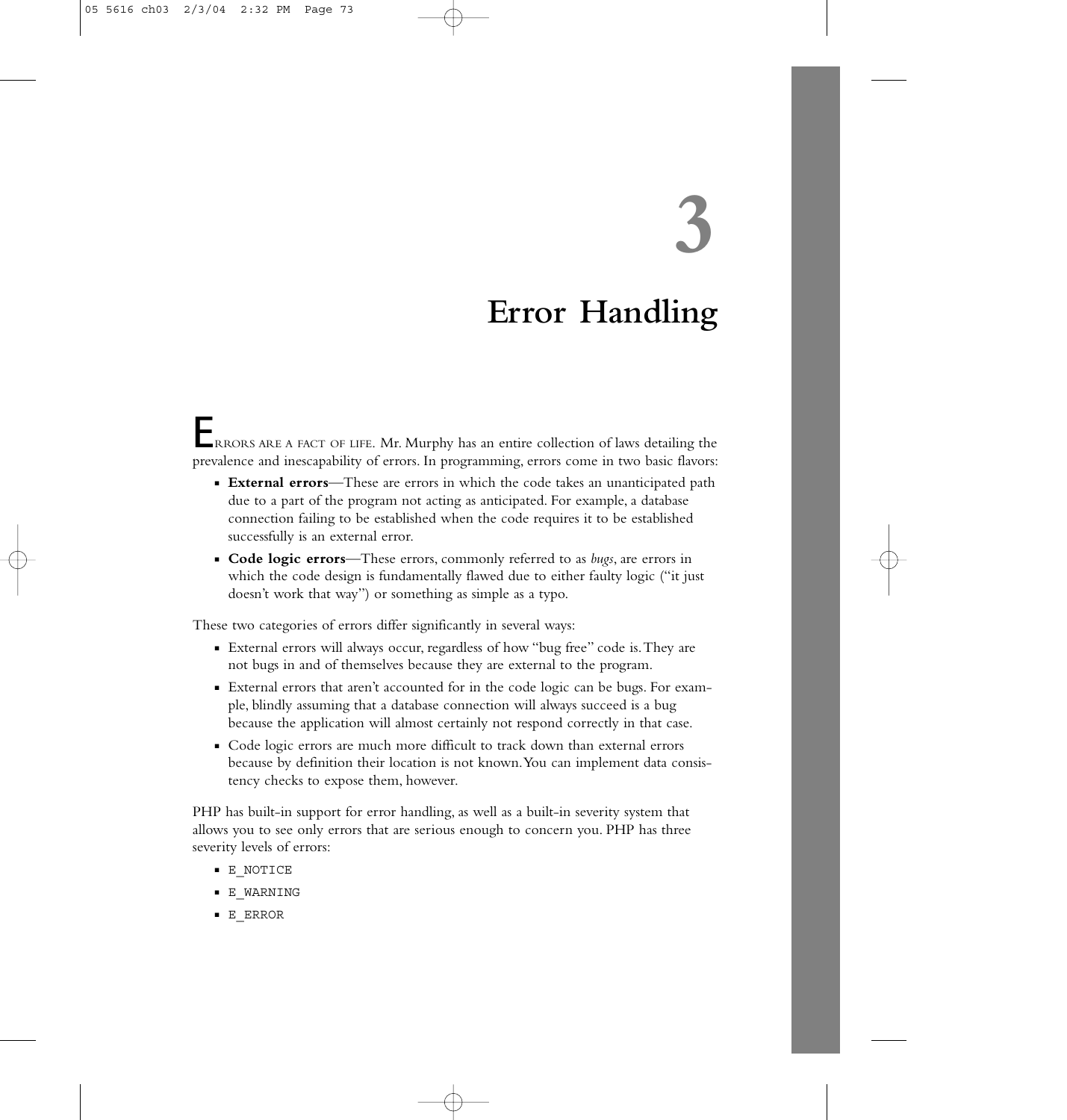# 3

# Error Handling

ERRORS ARE A FACT OF LIFE. Mr. Murphy has an entire collection of laws detailing the prevalence and inescapability of errors. In programming, errors come in two basic flavors:

- **External errors**—These are errors in which the code takes an unanticipated path due to a part of the program not acting as anticipated. For example, a database connection failing to be established when the code requires it to be established successfully is an external error.
- **Code logic errors**—These errors, commonly referred to as *bugs*, are errors in which the code design is fundamentally flawed due to either faulty logic ("it just doesn't work that way") or something as simple as a typo.

These two categories of errors differ significantly in several ways:

- External errors will always occur, regardless of how "bug free" code is. They are not bugs in and of themselves because they are external to the program.
- External errors that aren't accounted for in the code logic can be bugs. For example, blindly assuming that a database connection will always succeed is a bug because the application will almost certainly not respond correctly in that case.
- Code logic errors are much more difficult to track down than external errors because by definition their location is not known. You can implement data consistency checks to expose them, however.

PHP has built-in support for error handling, as well as a built-in severity system that allows you to see only errors that are serious enough to concern you. PHP has three severity levels of errors:

- `E_NOTICE`
- `E_WARNING`
- `E_ERROR`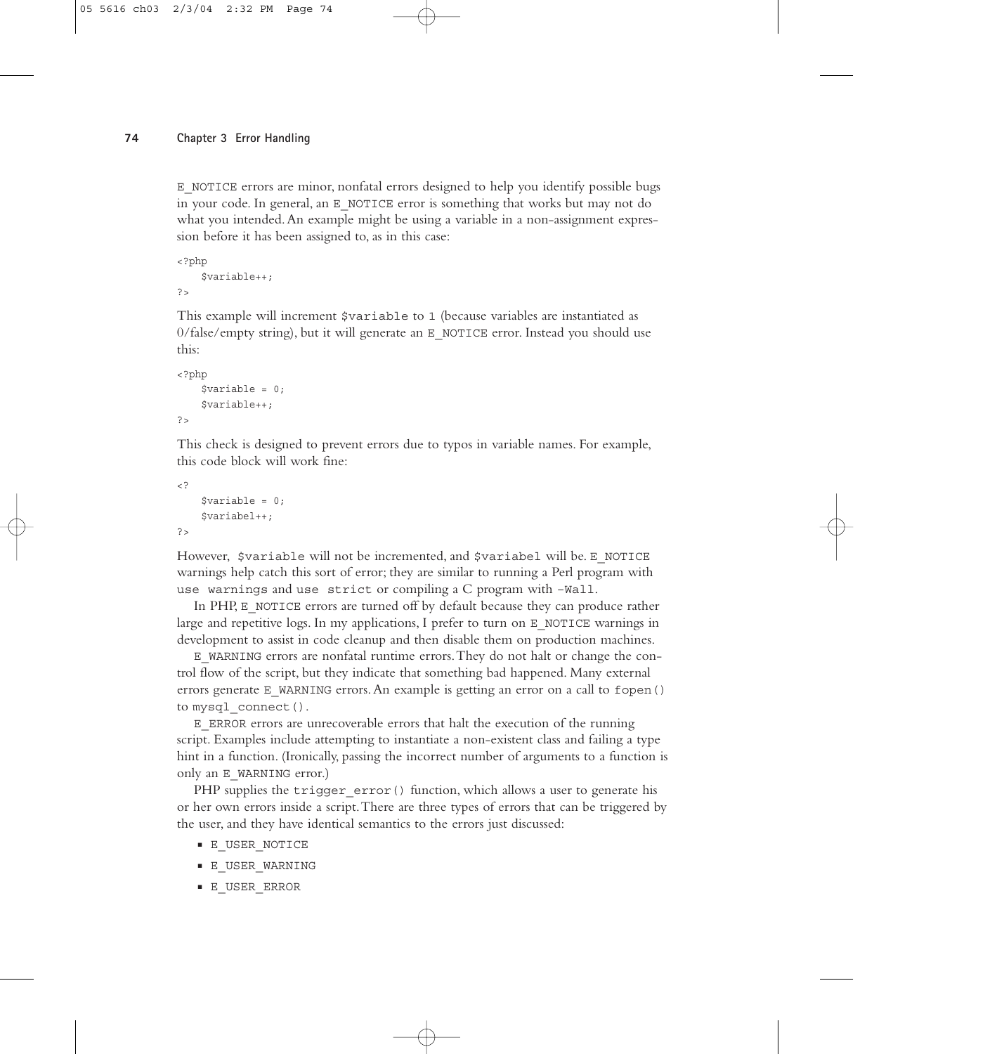`E_NOTICE` errors are minor, nonfatal errors designed to help you identify possible bugs in your code. In general, an `E_NOTICE` error is something that works but may not do what you intended. An example might be using a variable in a non-assignment expression before it has been assigned to, as in this case:

```
<?php
    $variable++;
?>
```

This example will increment `$variable` to `1` (because variables are instantiated as 0/false/empty string), but it will generate an `E_NOTICE` error. Instead you should use this:

```
<?php
    $variable = 0;
    $variable++;
?>
```

This check is designed to prevent errors due to typos in variable names. For example, this code block will work fine:

```
<?
    $variable = 0;
    $variabel++;
?>
```

However, `$variable` will not be incremented, and `$variabel` will be. `E_NOTICE` warnings help catch this sort of error; they are similar to running a Perl program with `use warnings` and `use strict` or compiling a C program with `-Wall`.

In PHP, `E_NOTICE` errors are turned off by default because they can produce rather large and repetitive logs. In my applications, I prefer to turn on `E_NOTICE` warnings in development to assist in code cleanup and then disable them on production machines.

`E_WARNING` errors are nonfatal runtime errors. They do not halt or change the control flow of the script, but they indicate that something bad happened. Many external errors generate `E_WARNING` errors. An example is getting an error on a call to `fopen()` to `mysql_connect()`.

`E_ERROR` errors are unrecoverable errors that halt the execution of the running script. Examples include attempting to instantiate a non-existent class and failing a type hint in a function. (Ironically, passing the incorrect number of arguments to a function is only an `E_WARNING` error.)

PHP supplies the `trigger_error()` function, which allows a user to generate his or her own errors inside a script. There are three types of errors that can be triggered by the user, and they have identical semantics to the errors just discussed:

- `E_USER_NOTICE`
- `E_USER_WARNING`
- `E_USER_ERROR`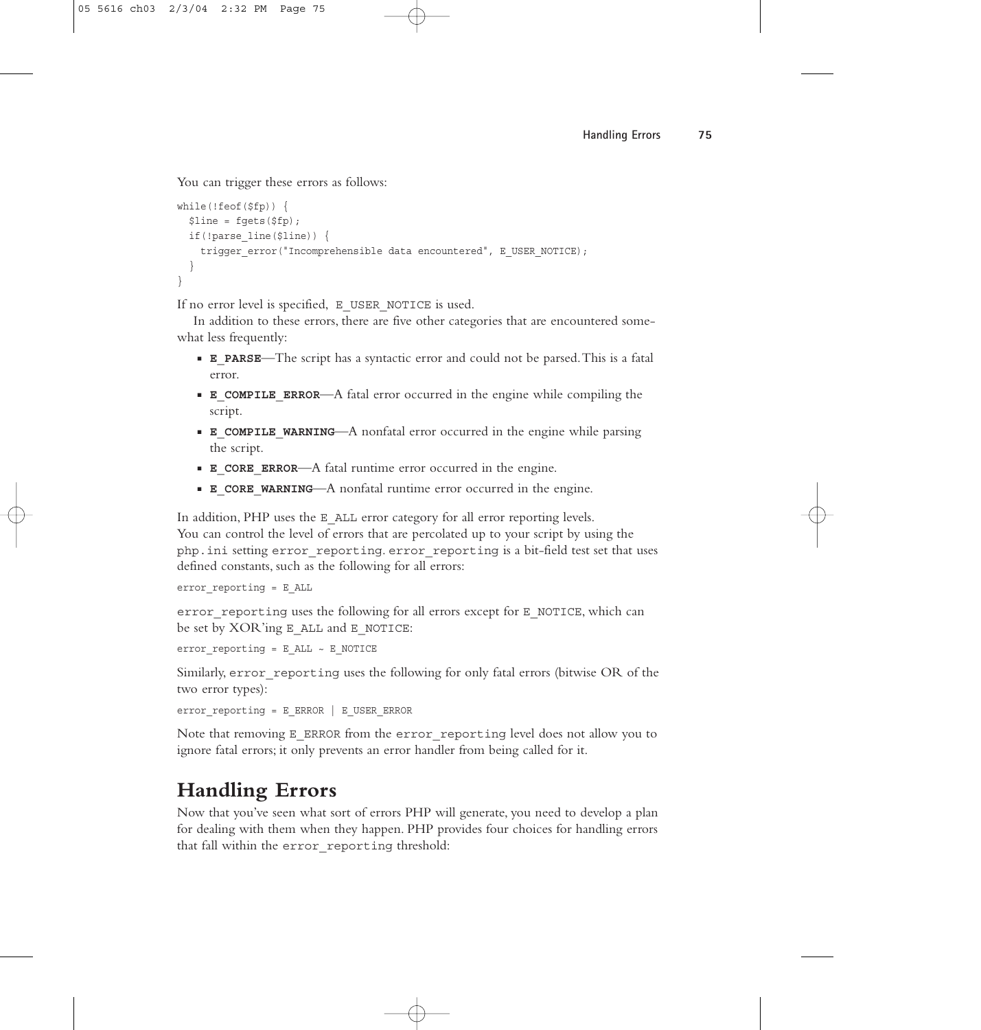You can trigger these errors as follows:

```
while(!feof($fp)) {
  $line = fgets($fp);
  if(!parse_line($line)) {
    trigger_error("Incomprehensible data encountered", E_USER_NOTICE);
  }
}
```

If no error level is specified, `E_USER_NOTICE` is used.

In addition to these errors, there are five other categories that are encountered somewhat less frequently:

- **`E_PARSE`**—The script has a syntactic error and could not be parsed. This is a fatal error.
- **`E_COMPILE_ERROR`**—A fatal error occurred in the engine while compiling the script.
- **`E_COMPILE_WARNING`**—A nonfatal error occurred in the engine while parsing the script.
- **`E_CORE_ERROR`**—A fatal runtime error occurred in the engine.
- **`E_CORE_WARNING`**—A nonfatal runtime error occurred in the engine.

In addition, PHP uses the `E_ALL` error category for all error reporting levels.

You can control the level of errors that are percolated up to your script by using the `php.ini` setting `error_reporting`. `error_reporting` is a bit-field test set that uses defined constants, such as the following for all errors:

```
error_reporting = E_ALL
```

`error_reporting` uses the following for all errors except for `E_NOTICE`, which can be set by XOR'ing `E_ALL` and `E_NOTICE`:

```
error_reporting = E_ALL ~ E_NOTICE
```

Similarly, `error_reporting` uses the following for only fatal errors (bitwise OR of the two error types):

```
error_reporting = E_ERROR | E_USER_ERROR
```

Note that removing `E_ERROR` from the `error_reporting` level does not allow you to ignore fatal errors; it only prevents an error handler from being called for it.

## Handling Errors

Now that you've seen what sort of errors PHP will generate, you need to develop a plan for dealing with them when they happen. PHP provides four choices for handling errors that fall within the `error_reporting` threshold: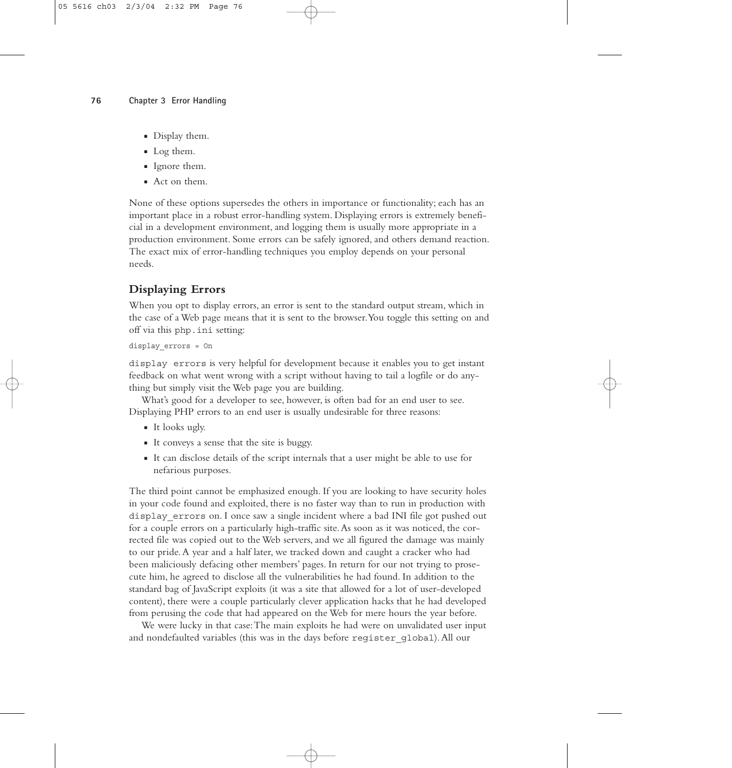- Display them.
- Log them.
- Ignore them.
- Act on them.

None of these options supersedes the others in importance or functionality; each has an important place in a robust error-handling system. Displaying errors is extremely beneficial in a development environment, and logging them is usually more appropriate in a production environment. Some errors can be safely ignored, and others demand reaction. The exact mix of error-handling techniques you employ depends on your personal needs.

## Displaying Errors

When you opt to display errors, an error is sent to the standard output stream, which in the case of a Web page means that it is sent to the browser. You toggle this setting on and off via this `php.ini` setting:

```
display_errors = On
```

`display errors` is very helpful for development because it enables you to get instant feedback on what went wrong with a script without having to tail a logfile or do anything but simply visit the Web page you are building.

What's good for a developer to see, however, is often bad for an end user to see. Displaying PHP errors to an end user is usually undesirable for three reasons:

- It looks ugly.
- It conveys a sense that the site is buggy.
- It can disclose details of the script internals that a user might be able to use for nefarious purposes.

The third point cannot be emphasized enough. If you are looking to have security holes in your code found and exploited, there is no faster way than to run in production with `display_errors` on. I once saw a single incident where a bad INI file got pushed out for a couple errors on a particularly high-traffic site. As soon as it was noticed, the corrected file was copied out to the Web servers, and we all figured the damage was mainly to our pride. A year and a half later, we tracked down and caught a cracker who had been maliciously defacing other members' pages. In return for our not trying to prosecute him, he agreed to disclose all the vulnerabilities he had found. In addition to the standard bag of JavaScript exploits (it was a site that allowed for a lot of user-developed content), there were a couple particularly clever application hacks that he had developed from perusing the code that had appeared on the Web for mere hours the year before.

We were lucky in that case: The main exploits he had were on unvalidated user input and nondefaulted variables (this was in the days before `register_global`). All our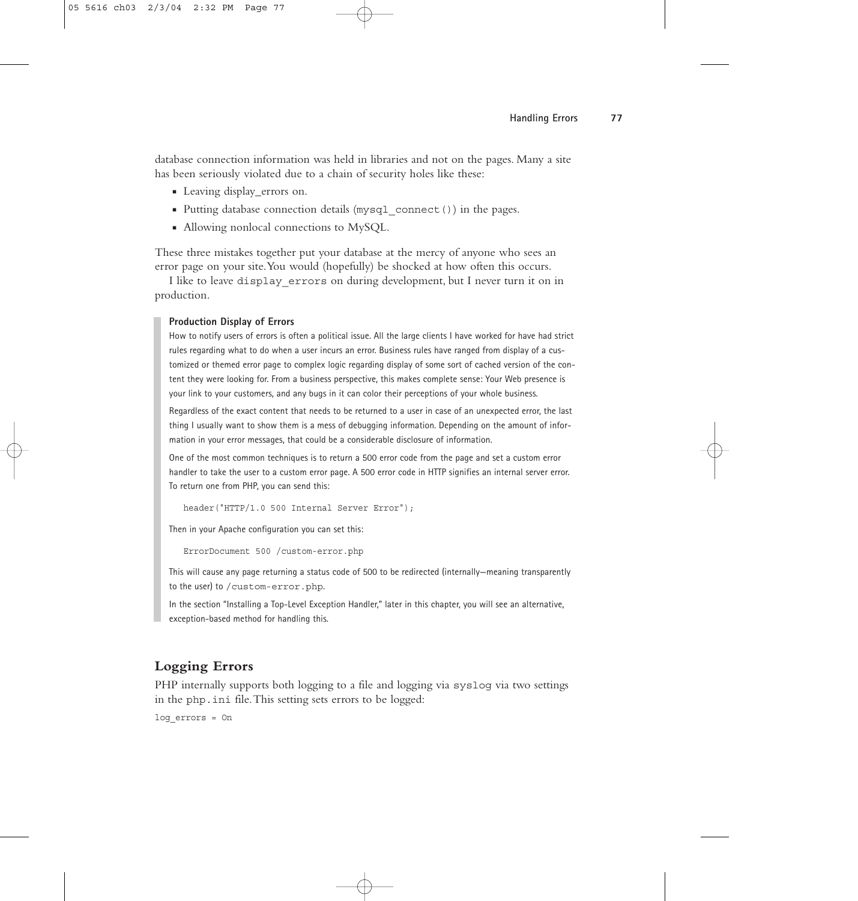database connection information was held in libraries and not on the pages. Many a site has been seriously violated due to a chain of security holes like these:

- Leaving display_errors on.
- Putting database connection details (`mysql_connect()`) in the pages.
- Allowing nonlocal connections to MySQL.

These three mistakes together put your database at the mercy of anyone who sees an error page on your site. You would (hopefully) be shocked at how often this occurs.

I like to leave `display_errors` on during development, but I never turn it on in production.

> **Production Display of Errors**
>
> How to notify users of errors is often a political issue. All the large clients I have worked for have had strict rules regarding what to do when a user incurs an error. Business rules have ranged from display of a customized or themed error page to complex logic regarding display of some sort of cached version of the content they were looking for. From a business perspective, this makes complete sense: Your Web presence is your link to your customers, and any bugs in it can color their perceptions of your whole business.
>
> Regardless of the exact content that needs to be returned to a user in case of an unexpected error, the last thing I usually want to show them is a mess of debugging information. Depending on the amount of information in your error messages, that could be a considerable disclosure of information.
>
> One of the most common techniques is to return a 500 error code from the page and set a custom error handler to take the user to a custom error page. A 500 error code in HTTP signifies an internal server error. To return one from PHP, you can send this:
>
> ```
> header("HTTP/1.0 500 Internal Server Error");
> ```
>
> Then in your Apache configuration you can set this:
>
> ```
> ErrorDocument 500 /custom-error.php
> ```
>
> This will cause any page returning a status code of 500 to be redirected (internally—meaning transparently to the user) to `/custom-error.php`.
>
> In the section "Installing a Top-Level Exception Handler," later in this chapter, you will see an alternative, exception-based method for handling this.

## Logging Errors

PHP internally supports both logging to a file and logging via `syslog` via two settings in the `php.ini` file. This setting sets errors to be logged:

```
log_errors = On
```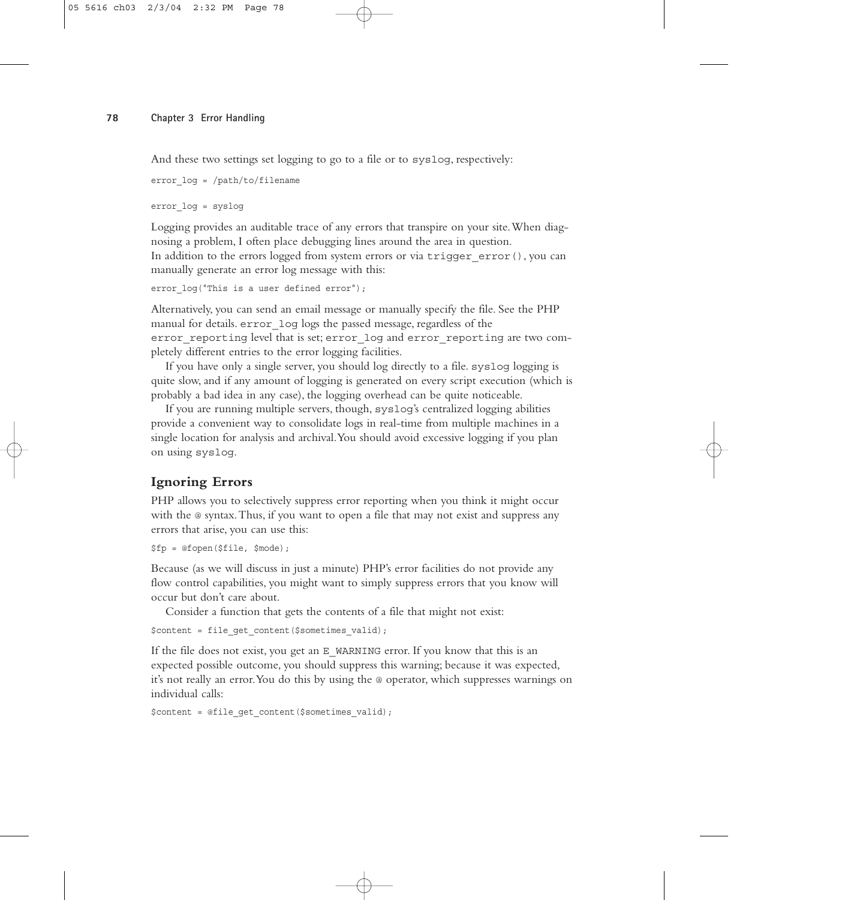And these two settings set logging to go to a file or to syslog, respectively:

```
error_log = /path/to/filename
```

```
error_log = syslog
```

Logging provides an auditable trace of any errors that transpire on your site. When diagnosing a problem, I often place debugging lines around the area in question.

In addition to the errors logged from system errors or via `trigger_error()`, you can manually generate an error log message with this:

```
error_log("This is a user defined error");
```

Alternatively, you can send an email message or manually specify the file. See the PHP manual for details. `error_log` logs the passed message, regardless of the `error_reporting` level that is set; `error_log` and `error_reporting` are two completely different entries to the error logging facilities.

If you have only a single server, you should log directly to a file. `syslog` logging is quite slow, and if any amount of logging is generated on every script execution (which is probably a bad idea in any case), the logging overhead can be quite noticeable.

If you are running multiple servers, though, `syslog`'s centralized logging abilities provide a convenient way to consolidate logs in real-time from multiple machines in a single location for analysis and archival. You should avoid excessive logging if you plan on using `syslog`.

## Ignoring Errors

PHP allows you to selectively suppress error reporting when you think it might occur with the `@` syntax. Thus, if you want to open a file that may not exist and suppress any errors that arise, you can use this:

```
$fp = @fopen($file, $mode);
```

Because (as we will discuss in just a minute) PHP's error facilities do not provide any flow control capabilities, you might want to simply suppress errors that you know will occur but don't care about.

Consider a function that gets the contents of a file that might not exist:

```
$content = file_get_content($sometimes_valid);
```

If the file does not exist, you get an `E_WARNING` error. If you know that this is an expected possible outcome, you should suppress this warning; because it was expected, it's not really an error. You do this by using the `@` operator, which suppresses warnings on individual calls:

```
$content = @file_get_content($sometimes_valid);
```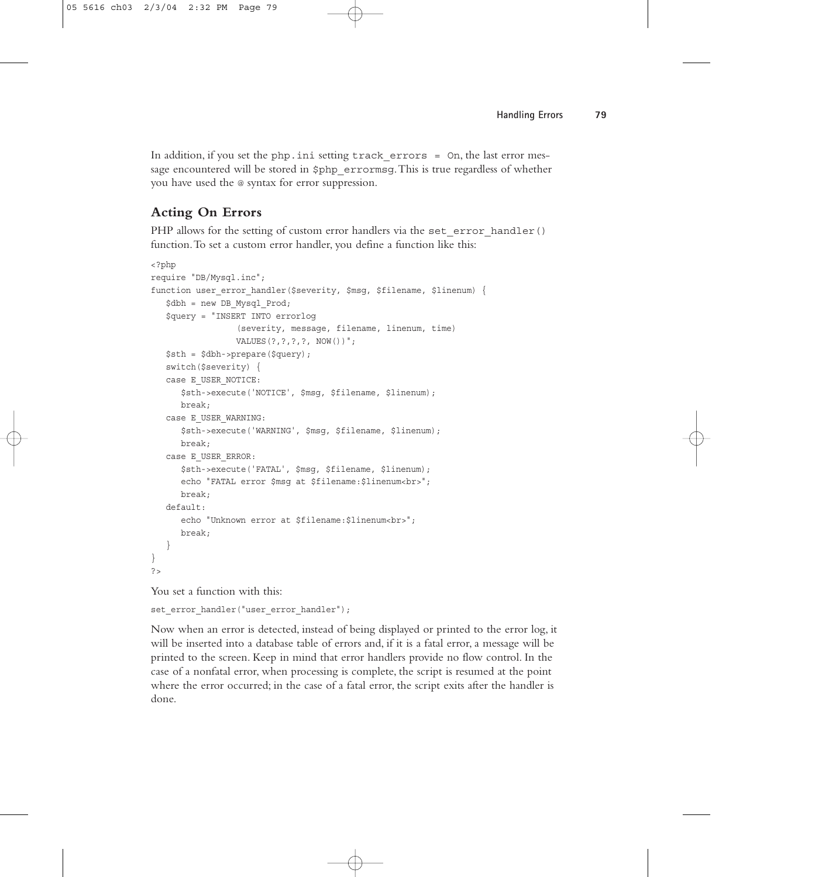In addition, if you set the `php.ini` setting `track_errors = On`, the last error message encountered will be stored in `$php_errormsg`. This is true regardless of whether you have used the `@` syntax for error suppression.

### Acting On Errors

PHP allows for the setting of custom error handlers via the `set_error_handler()` function. To set a custom error handler, you define a function like this:

```
<?php
require "DB/Mysql.inc";
function user_error_handler($severity, $msg, $filename, $linenum) {
   $dbh = new DB_Mysql_Prod;
   $query = "INSERT INTO errorlog
                (severity, message, filename, linenum, time)
                VALUES(?,?,?,?, NOW())";
   $sth = $dbh->prepare($query);
   switch($severity) {
   case E_USER_NOTICE:
      $sth->execute('NOTICE', $msg, $filename, $linenum);
      break;
   case E_USER_WARNING:
      $sth->execute('WARNING', $msg, $filename, $linenum);
      break;
   case E_USER_ERROR:
      $sth->execute('FATAL', $msg, $filename, $linenum);
      echo "FATAL error $msg at $filename:$linenum<br>";
      break;
   default:
      echo "Unknown error at $filename:$linenum<br>";
      break;
   }
}
?>
```

You set a function with this:

```
set_error_handler("user_error_handler");
```

Now when an error is detected, instead of being displayed or printed to the error log, it will be inserted into a database table of errors and, if it is a fatal error, a message will be printed to the screen. Keep in mind that error handlers provide no flow control. In the case of a nonfatal error, when processing is complete, the script is resumed at the point where the error occurred; in the case of a fatal error, the script exits after the handler is done.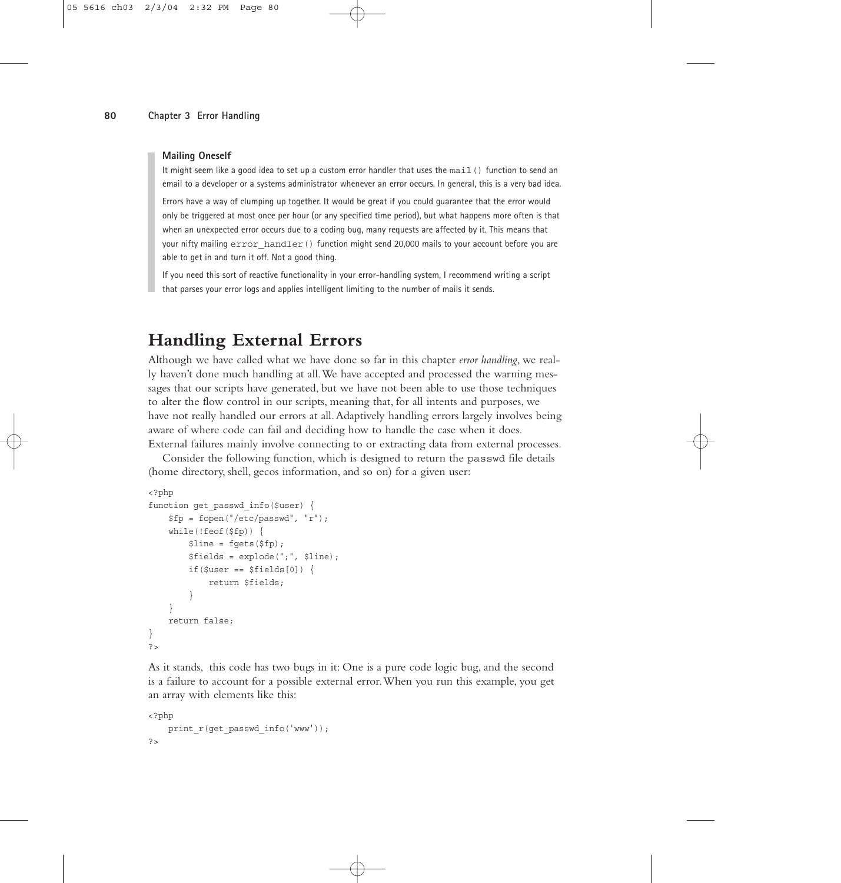**Mailing Oneself**

It might seem like a good idea to set up a custom error handler that uses the `mail()` function to send an email to a developer or a systems administrator whenever an error occurs. In general, this is a very bad idea.

Errors have a way of clumping up together. It would be great if you could guarantee that the error would only be triggered at most once per hour (or any specified time period), but what happens more often is that when an unexpected error occurs due to a coding bug, many requests are affected by it. This means that your nifty mailing `error_handler()` function might send 20,000 mails to your account before you are able to get in and turn it off. Not a good thing.

If you need this sort of reactive functionality in your error-handling system, I recommend writing a script that parses your error logs and applies intelligent limiting to the number of mails it sends.

## Handling External Errors

Although we have called what we have done so far in this chapter *error handling*, we really haven't done much handling at all. We have accepted and processed the warning messages that our scripts have generated, but we have not been able to use those techniques to alter the flow control in our scripts, meaning that, for all intents and purposes, we have not really handled our errors at all. Adaptively handling errors largely involves being aware of where code can fail and deciding how to handle the case when it does. External failures mainly involve connecting to or extracting data from external processes.

Consider the following function, which is designed to return the `passwd` file details (home directory, shell, gecos information, and so on) for a given user:

```
<?php
function get_passwd_info($user) {
    $fp = fopen("/etc/passwd", "r");
    while(!feof($fp)) {
        $line = fgets($fp);
        $fields = explode(";", $line);
        if($user == $fields[0]) {
            return $fields;
        }
    }
    return false;
}
?>
```

As it stands, this code has two bugs in it: One is a pure code logic bug, and the second is a failure to account for a possible external error. When you run this example, you get an array with elements like this:

```
<?php
    print_r(get_passwd_info('www'));
?>
```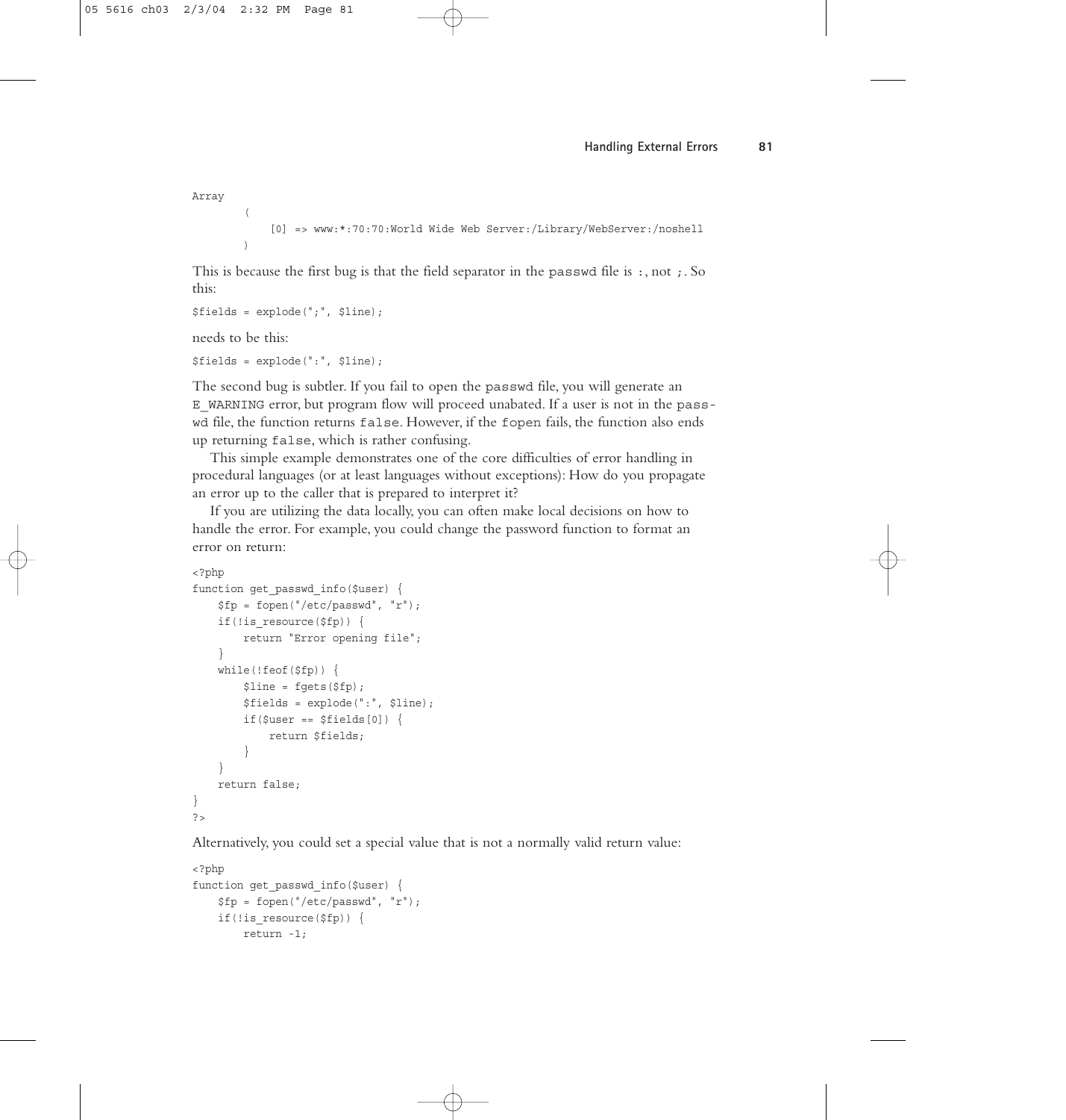```
Array
        (
            [0] => www:*:70:70:World Wide Web Server:/Library/WebServer:/noshell
        )
```

This is because the first bug is that the field separator in the `passwd` file is `:`, not `;`. So this:

```
$fields = explode(";", $line);
```

needs to be this:

```
$fields = explode(":", $line);
```

The second bug is subtler. If you fail to open the `passwd` file, you will generate an `E_WARNING` error, but program flow will proceed unabated. If a user is not in the `passwd` file, the function returns `false`. However, if the `fopen` fails, the function also ends up returning `false`, which is rather confusing.

This simple example demonstrates one of the core difficulties of error handling in procedural languages (or at least languages without exceptions): How do you propagate an error up to the caller that is prepared to interpret it?

If you are utilizing the data locally, you can often make local decisions on how to handle the error. For example, you could change the password function to format an error on return:

```
<?php
function get_passwd_info($user) {
    $fp = fopen("/etc/passwd", "r");
    if(!is_resource($fp)) {
        return "Error opening file";
    }
    while(!feof($fp)) {
        $line = fgets($fp);
        $fields = explode(":", $line);
        if($user == $fields[0]) {
            return $fields;
        }
    }
    return false;
}
?>
```

Alternatively, you could set a special value that is not a normally valid return value:

```
<?php
function get_passwd_info($user) {
    $fp = fopen("/etc/passwd", "r");
    if(!is_resource($fp)) {
        return -1;
```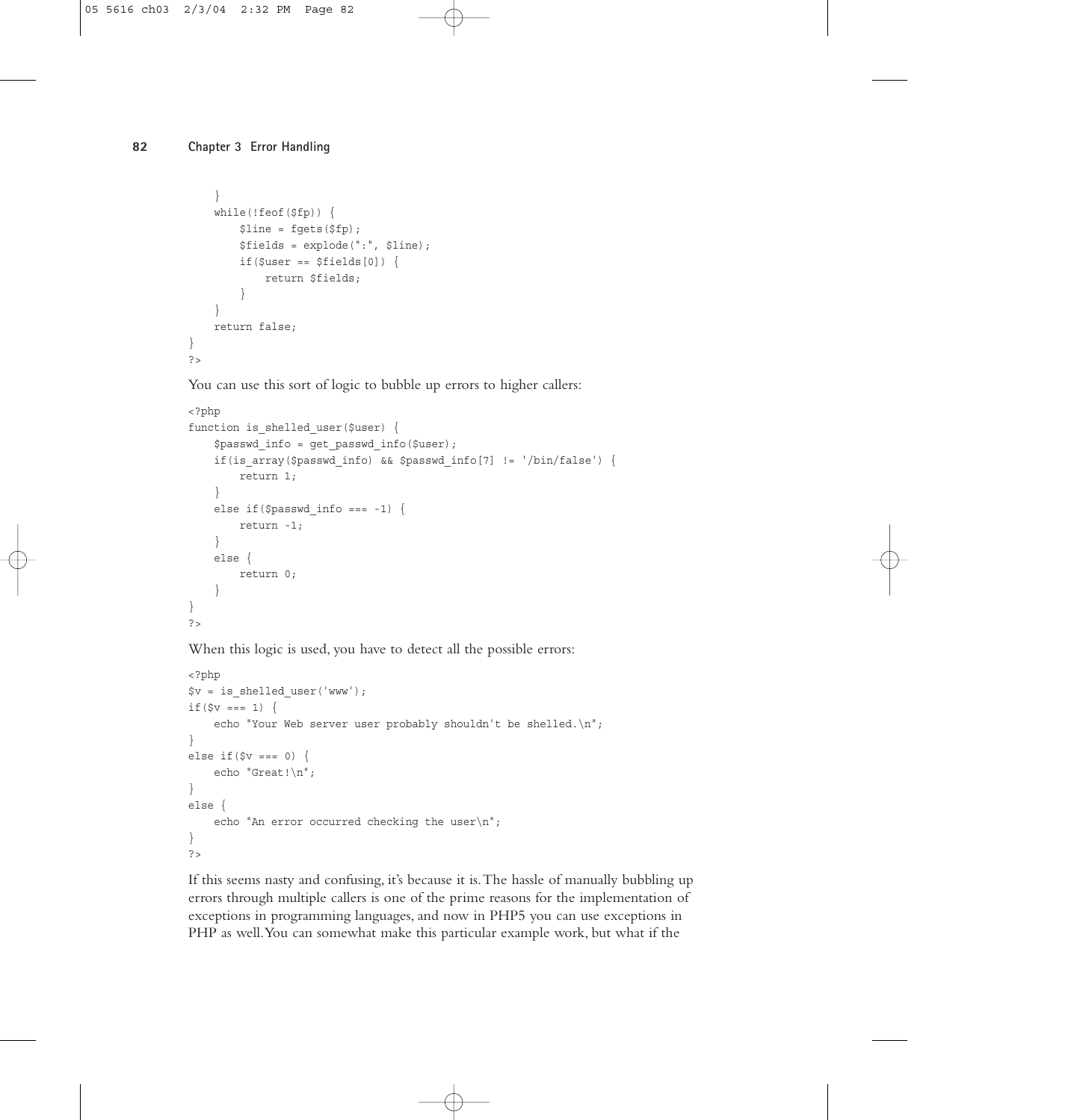```
    }
    while(!feof($fp)) {
        $line = fgets($fp);
        $fields = explode(":", $line);
        if($user == $fields[0]) {
            return $fields;
        }
    }
    return false;
}
?>
```

You can use this sort of logic to bubble up errors to higher callers:

```
<?php
function is_shelled_user($user) {
    $passwd_info = get_passwd_info($user);
    if(is_array($passwd_info) && $passwd_info[7] != '/bin/false') {
        return 1;
    }
    else if($passwd_info === -1) {
        return -1;
    }
    else {
        return 0;
    }
}
?>
```

When this logic is used, you have to detect all the possible errors:

```
<?php
$v = is_shelled_user('www');
if($v === 1) {
    echo "Your Web server user probably shouldn't be shelled.\n";
}
else if($v === 0) {
    echo "Great!\n";
}
else {
    echo "An error occurred checking the user\n";
}
?>
```

If this seems nasty and confusing, it's because it is. The hassle of manually bubbling up errors through multiple callers is one of the prime reasons for the implementation of exceptions in programming languages, and now in PHP5 you can use exceptions in PHP as well. You can somewhat make this particular example work, but what if the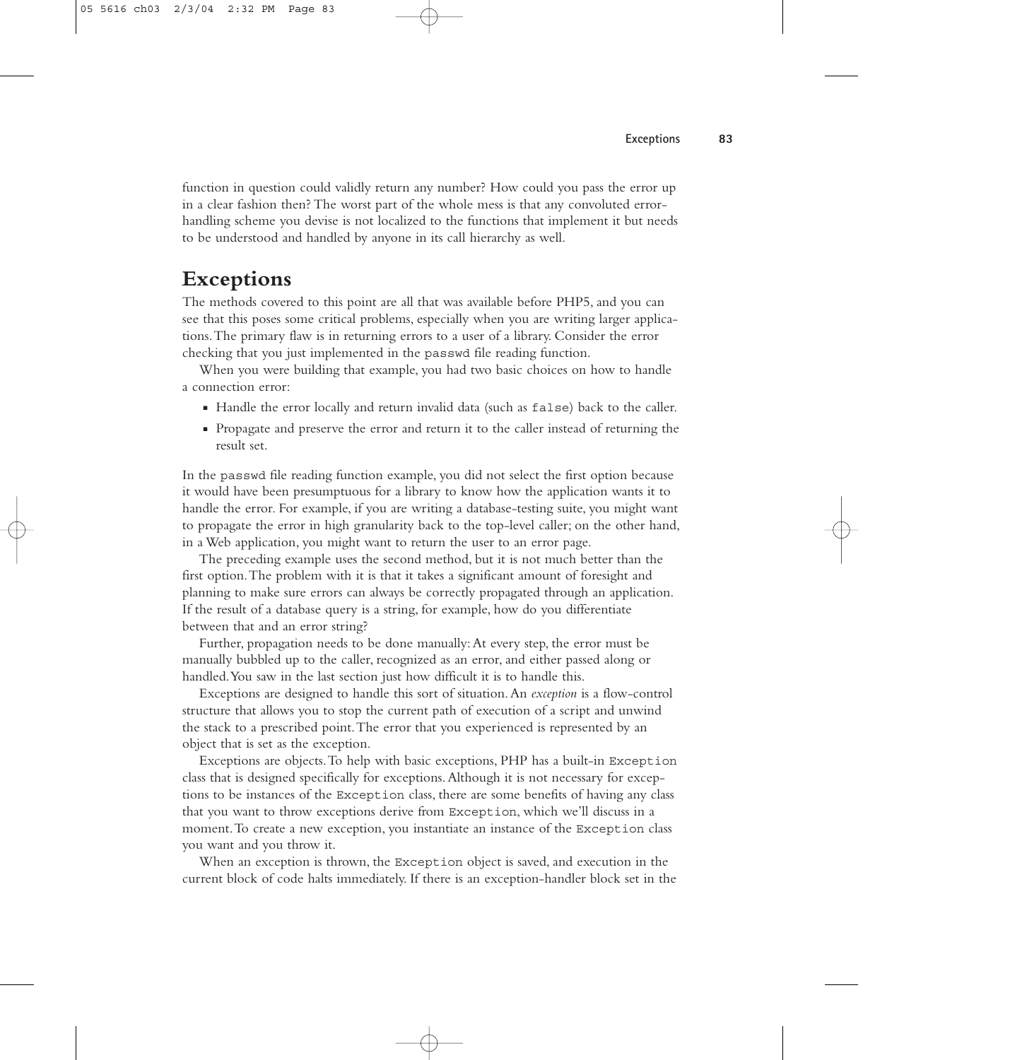function in question could validly return any number? How could you pass the error up in a clear fashion then? The worst part of the whole mess is that any convoluted error-handling scheme you devise is not localized to the functions that implement it but needs to be understood and handled by anyone in its call hierarchy as well.

## Exceptions

The methods covered to this point are all that was available before PHP5, and you can see that this poses some critical problems, especially when you are writing larger applications. The primary flaw is in returning errors to a user of a library. Consider the error checking that you just implemented in the `passwd` file reading function.

When you were building that example, you had two basic choices on how to handle a connection error:

- Handle the error locally and return invalid data (such as `false`) back to the caller.
- Propagate and preserve the error and return it to the caller instead of returning the result set.

In the `passwd` file reading function example, you did not select the first option because it would have been presumptuous for a library to know how the application wants it to handle the error. For example, if you are writing a database-testing suite, you might want to propagate the error in high granularity back to the top-level caller; on the other hand, in a Web application, you might want to return the user to an error page.

The preceding example uses the second method, but it is not much better than the first option. The problem with it is that it takes a significant amount of foresight and planning to make sure errors can always be correctly propagated through an application. If the result of a database query is a string, for example, how do you differentiate between that and an error string?

Further, propagation needs to be done manually: At every step, the error must be manually bubbled up to the caller, recognized as an error, and either passed along or handled. You saw in the last section just how difficult it is to handle this.

Exceptions are designed to handle this sort of situation. An *exception* is a flow-control structure that allows you to stop the current path of execution of a script and unwind the stack to a prescribed point. The error that you experienced is represented by an object that is set as the exception.

Exceptions are objects. To help with basic exceptions, PHP has a built-in `Exception` class that is designed specifically for exceptions. Although it is not necessary for exceptions to be instances of the `Exception` class, there are some benefits of having any class that you want to throw exceptions derive from `Exception`, which we'll discuss in a moment. To create a new exception, you instantiate an instance of the `Exception` class you want and you throw it.

When an exception is thrown, the `Exception` object is saved, and execution in the current block of code halts immediately. If there is an exception-handler block set in the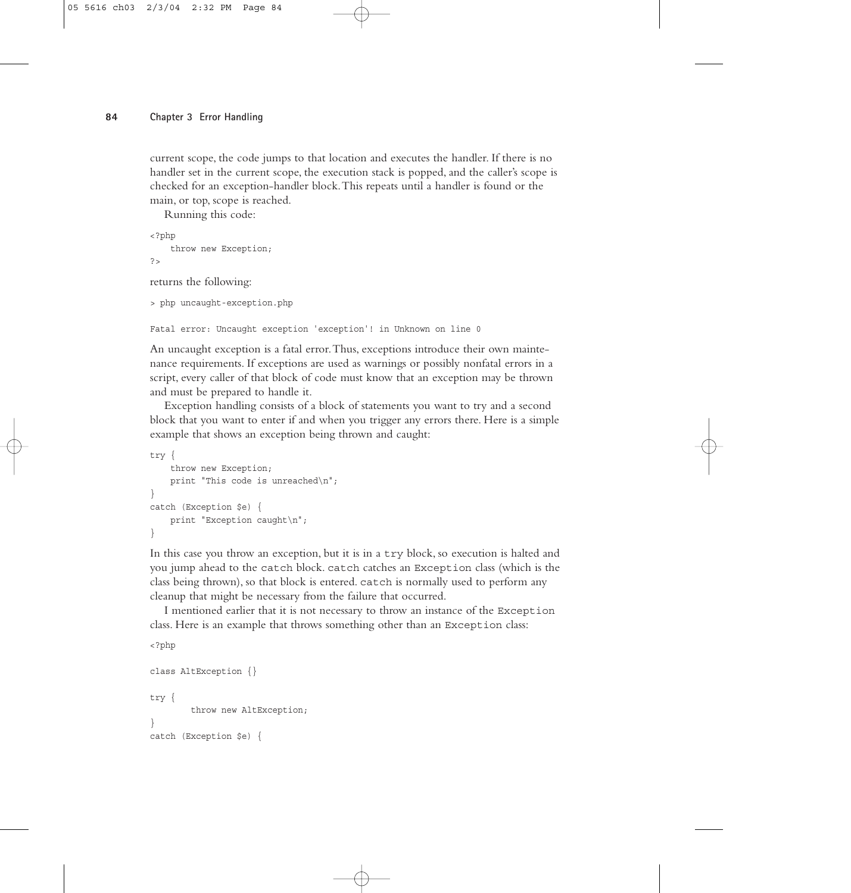current scope, the code jumps to that location and executes the handler. If there is no handler set in the current scope, the execution stack is popped, and the caller's scope is checked for an exception-handler block. This repeats until a handler is found or the main, or top, scope is reached.

Running this code:

```
<?php
    throw new Exception;
?>
```

returns the following:

```
> php uncaught-exception.php

Fatal error: Uncaught exception 'exception'! in Unknown on line 0
```

An uncaught exception is a fatal error. Thus, exceptions introduce their own maintenance requirements. If exceptions are used as warnings or possibly nonfatal errors in a script, every caller of that block of code must know that an exception may be thrown and must be prepared to handle it.

Exception handling consists of a block of statements you want to try and a second block that you want to enter if and when you trigger any errors there. Here is a simple example that shows an exception being thrown and caught:

```
try {
    throw new Exception;
    print "This code is unreached\n";
}
catch (Exception $e) {
    print "Exception caught\n";
}
```

In this case you throw an exception, but it is in a `try` block, so execution is halted and you jump ahead to the `catch` block. `catch` catches an `Exception` class (which is the class being thrown), so that block is entered. `catch` is normally used to perform any cleanup that might be necessary from the failure that occurred.

I mentioned earlier that it is not necessary to throw an instance of the `Exception` class. Here is an example that throws something other than an `Exception` class:

```
<?php

class AltException {}

try {
        throw new AltException;
}
catch (Exception $e) {
```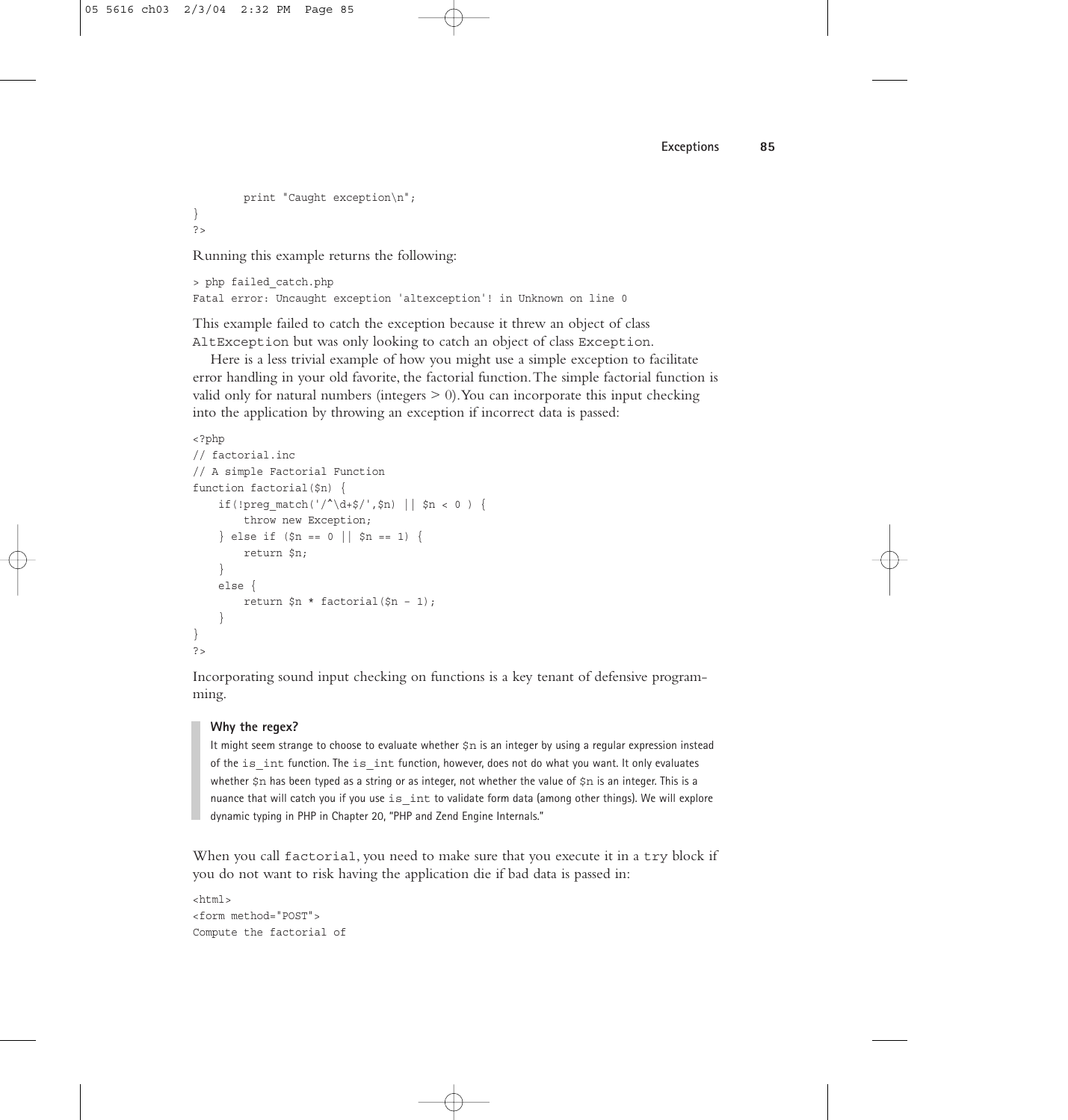```
        print "Caught exception\n";
}
?>
```

Running this example returns the following:

```
> php failed_catch.php
Fatal error: Uncaught exception 'altexception'! in Unknown on line 0
```

This example failed to catch the exception because it threw an object of class `AltException` but was only looking to catch an object of class `Exception`.

Here is a less trivial example of how you might use a simple exception to facilitate error handling in your old favorite, the factorial function. The simple factorial function is valid only for natural numbers (integers > 0). You can incorporate this input checking into the application by throwing an exception if incorrect data is passed:

```
<?php
// factorial.inc
// A simple Factorial Function
function factorial($n) {
    if(!preg_match('/^\d+$/',$n) || $n < 0 ) {
        throw new Exception;
    } else if ($n == 0 || $n == 1) {
        return $n;
    }
    else {
        return $n * factorial($n - 1);
    }
}
?>
```

Incorporating sound input checking on functions is a key tenant of defensive programming.

> **Why the regex?**
>
> It might seem strange to choose to evaluate whether `$n` is an integer by using a regular expression instead of the `is_int` function. The `is_int` function, however, does not do what you want. It only evaluates whether `$n` has been typed as a string or as integer, not whether the value of `$n` is an integer. This is a nuance that will catch you if you use `is_int` to validate form data (among other things). We will explore dynamic typing in PHP in Chapter 20, "PHP and Zend Engine Internals."

When you call `factorial`, you need to make sure that you execute it in a `try` block if you do not want to risk having the application die if bad data is passed in:

```
<html>
<form method="POST">
Compute the factorial of
```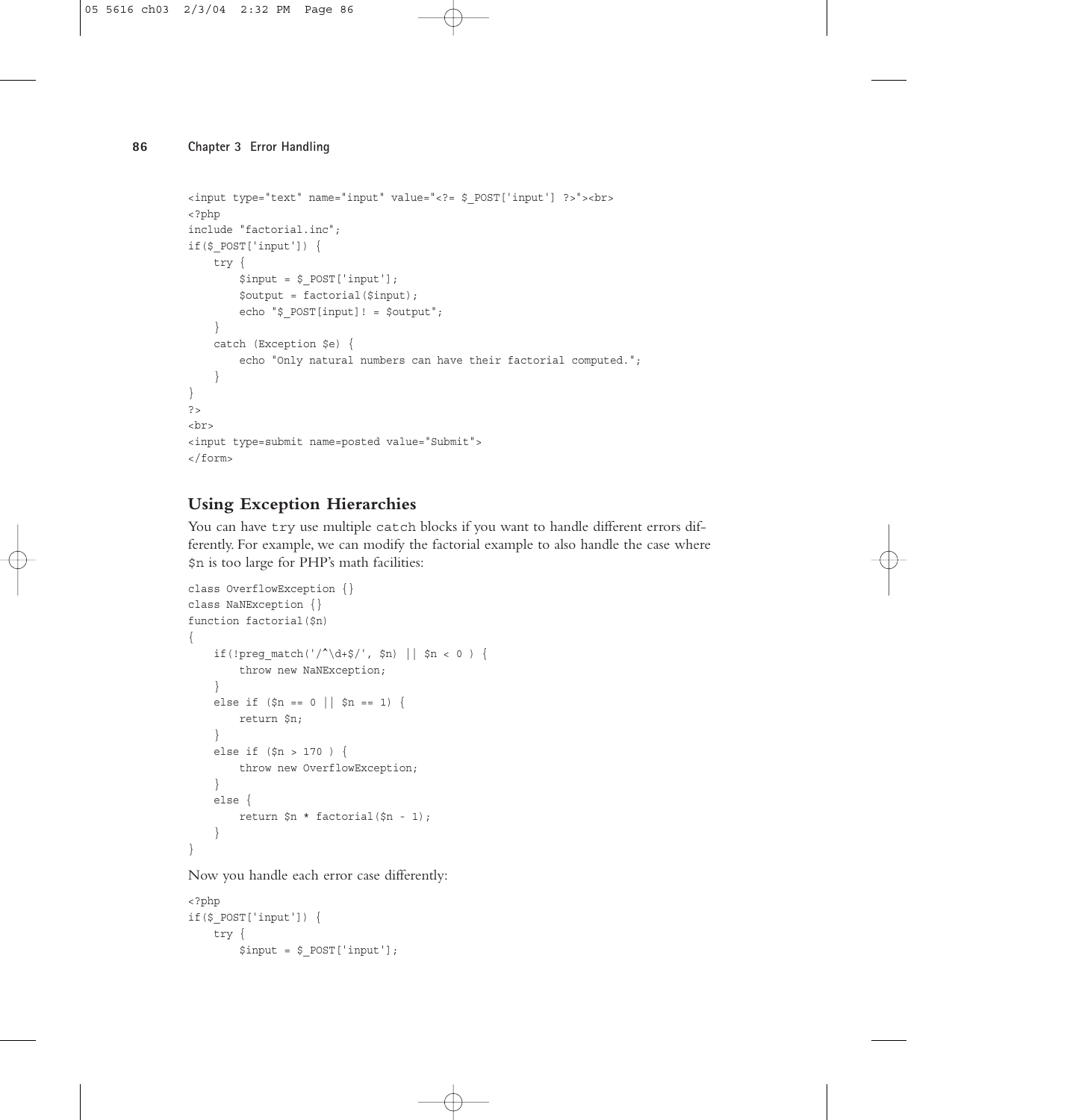```
<input type="text" name="input" value="<?= $_POST['input'] ?>"><br>
<?php
include "factorial.inc";
if($_POST['input']) {
    try {
        $input = $_POST['input'];
        $output = factorial($input);
        echo "$_POST[input]! = $output";
    }
    catch (Exception $e) {
        echo "Only natural numbers can have their factorial computed.";
    }
}
?>
<br>
<input type=submit name=posted value="Submit">
</form>
```

## Using Exception Hierarchies

You can have `try` use multiple `catch` blocks if you want to handle different errors differently. For example, we can modify the factorial example to also handle the case where `$n` is too large for PHP's math facilities:

```
class OverflowException {}
class NaNException {}
function factorial($n)
{
    if(!preg_match('/^\d+$/', $n) || $n < 0 ) {
        throw new NaNException;
    }
    else if ($n == 0 || $n == 1) {
        return $n;
    }
    else if ($n > 170 ) {
        throw new OverflowException;
    }
    else {
        return $n * factorial($n - 1);
    }
}
```

Now you handle each error case differently:

```
<?php
if($_POST['input']) {
    try {
        $input = $_POST['input'];
```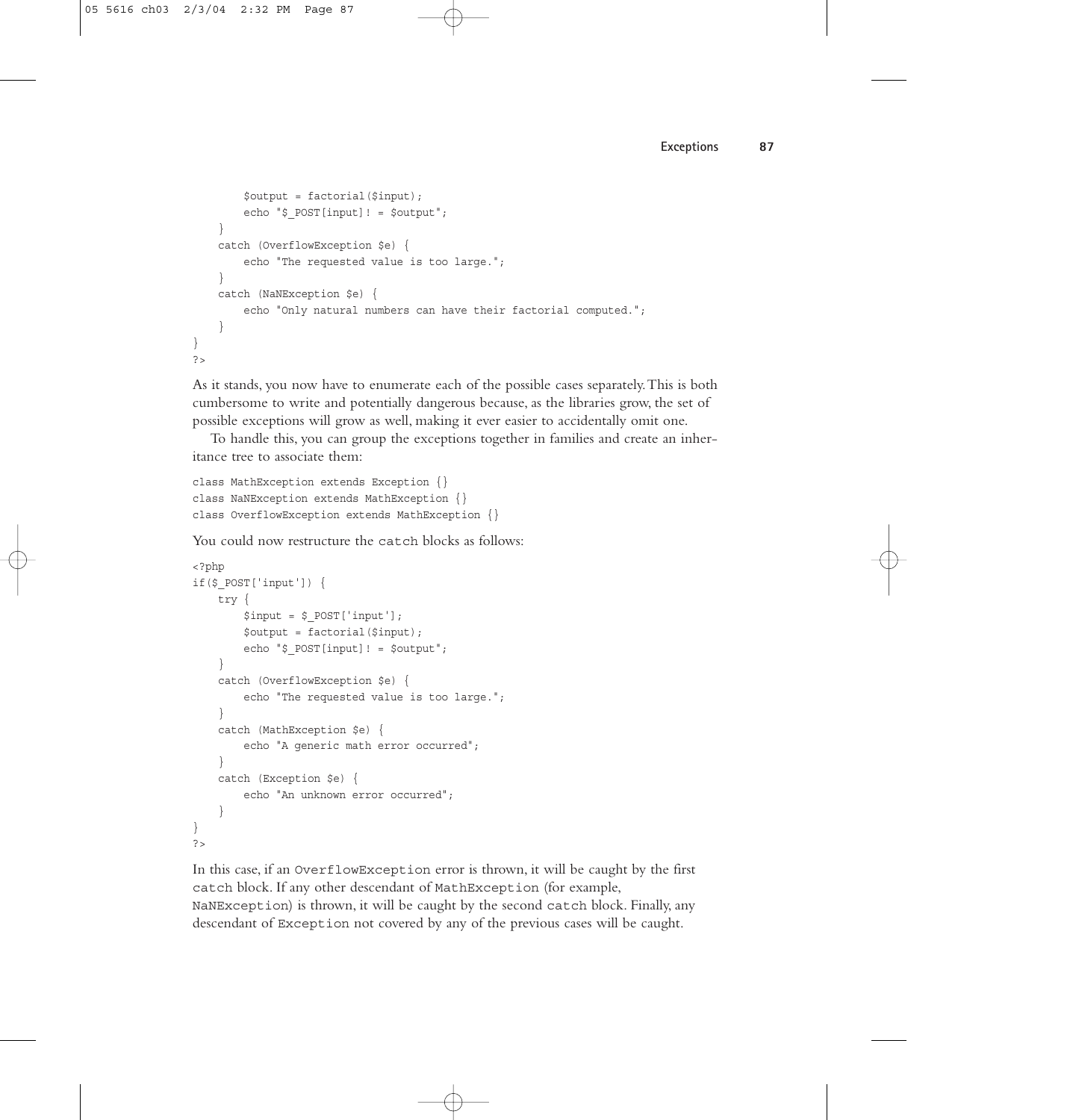```
        $output = factorial($input);
        echo "$_POST[input]! = $output";
    }
    catch (OverflowException $e) {
        echo "The requested value is too large.";
    }
    catch (NaNException $e) {
        echo "Only natural numbers can have their factorial computed.";
    }
}
?>
```

As it stands, you now have to enumerate each of the possible cases separately. This is both cumbersome to write and potentially dangerous because, as the libraries grow, the set of possible exceptions will grow as well, making it ever easier to accidentally omit one.

To handle this, you can group the exceptions together in families and create an inheritance tree to associate them:

```
class MathException extends Exception {}
class NaNException extends MathException {}
class OverflowException extends MathException {}
```

You could now restructure the `catch` blocks as follows:

```
<?php
if($_POST['input']) {
    try {
        $input = $_POST['input'];
        $output = factorial($input);
        echo "$_POST[input]! = $output";
    }
    catch (OverflowException $e) {
        echo "The requested value is too large.";
    }
    catch (MathException $e) {
        echo "A generic math error occurred";
    }
    catch (Exception $e) {
        echo "An unknown error occurred";
    }
}
?>
```

In this case, if an `OverflowException` error is thrown, it will be caught by the first `catch` block. If any other descendant of `MathException` (for example, `NaNException`) is thrown, it will be caught by the second `catch` block. Finally, any descendant of `Exception` not covered by any of the previous cases will be caught.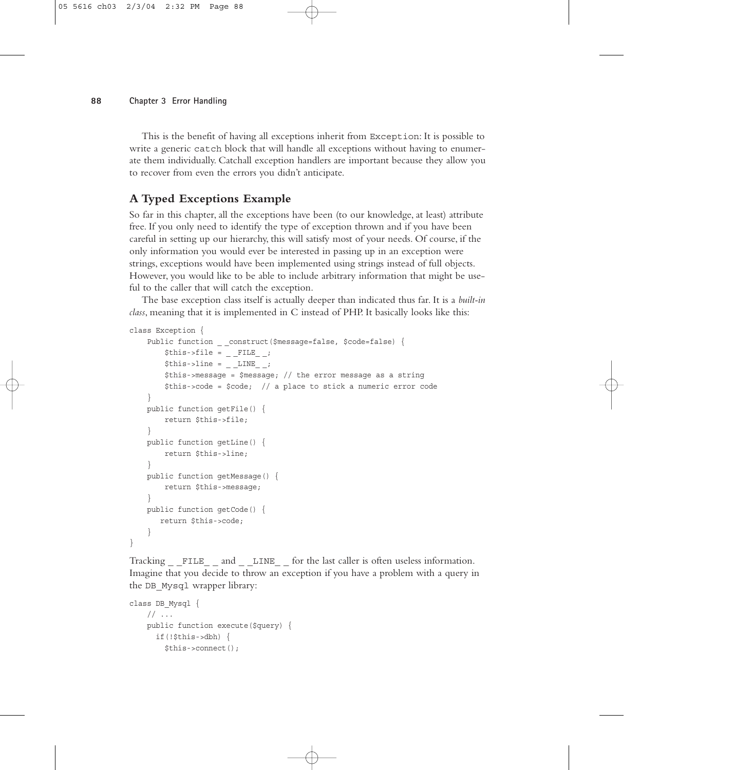This is the benefit of having all exceptions inherit from `Exception`: It is possible to write a generic `catch` block that will handle all exceptions without having to enumerate them individually. Catchall exception handlers are important because they allow you to recover from even the errors you didn't anticipate.

## A Typed Exceptions Example

So far in this chapter, all the exceptions have been (to our knowledge, at least) attribute free. If you only need to identify the type of exception thrown and if you have been careful in setting up our hierarchy, this will satisfy most of your needs. Of course, if the only information you would ever be interested in passing up in an exception were strings, exceptions would have been implemented using strings instead of full objects. However, you would like to be able to include arbitrary information that might be useful to the caller that will catch the exception.

The base exception class itself is actually deeper than indicated thus far. It is a *built-in class*, meaning that it is implemented in C instead of PHP. It basically looks like this:

```
class Exception {
    Public function __construct($message=false, $code=false) {
        $this->file = __FILE__;
        $this->line = __LINE__;
        $this->message = $message; // the error message as a string
        $this->code = $code;  // a place to stick a numeric error code
    }
    public function getFile() {
        return $this->file;
    }
    public function getLine() {
        return $this->line;
    }
    public function getMessage() {
        return $this->message;
    }
    public function getCode() {
       return $this->code;
    }
}
```

Tracking `__FILE__` and `__LINE__` for the last caller is often useless information. Imagine that you decide to throw an exception if you have a problem with a query in the `DB_Mysql` wrapper library:

```
class DB_Mysql {
    // ...
    public function execute($query) {
      if(!$this->dbh) {
        $this->connect();
```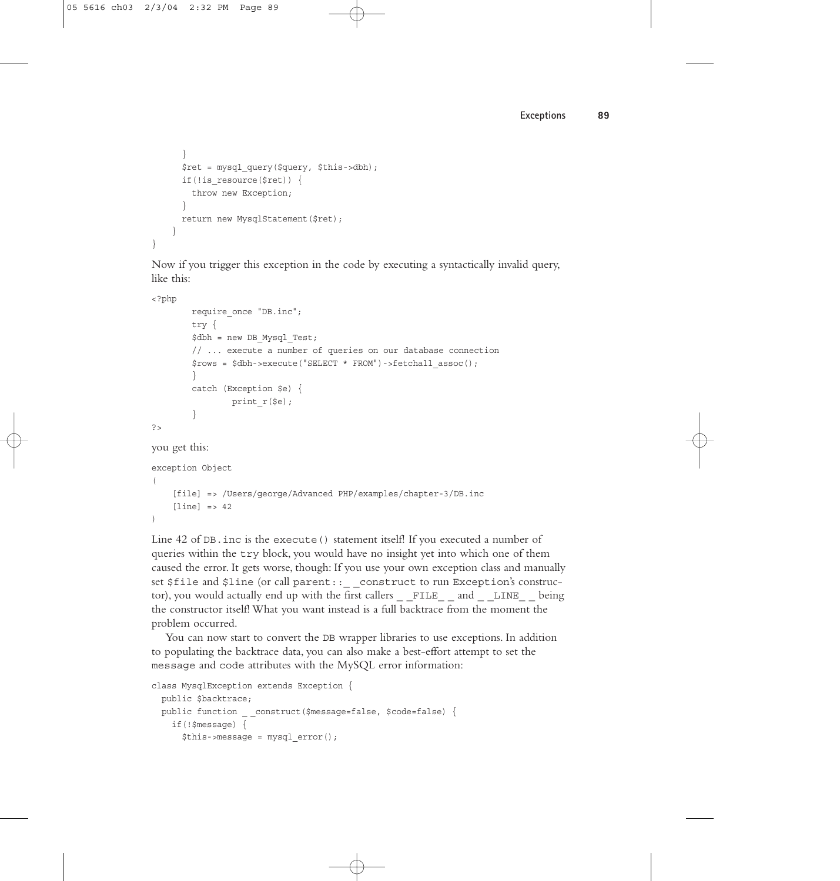```
    }
    $ret = mysql_query($query, $this->dbh);
    if(!is_resource($ret)) {
      throw new Exception;
    }
    return new MysqlStatement($ret);
  }
}
```

Now if you trigger this exception in the code by executing a syntactically invalid query, like this:

```
<?php
        require_once "DB.inc";
        try {
        $dbh = new DB_Mysql_Test;
        // ... execute a number of queries on our database connection
        $rows = $dbh->execute("SELECT * FROM")->fetchall_assoc();
        }
        catch (Exception $e) {
                print_r($e);
        }
?>
```

you get this:

```
exception Object
(
    [file] => /Users/george/Advanced PHP/examples/chapter-3/DB.inc
    [line] => 42
)
```

Line 42 of `DB.inc` is the `execute()` statement itself! If you executed a number of queries within the `try` block, you would have no insight yet into which one of them caused the error. It gets worse, though: If you use your own exception class and manually set `$file` and `$line` (or call `parent::__construct` to run `Exception`'s constructor), you would actually end up with the first callers `__FILE__` and `__LINE__` being the constructor itself! What you want instead is a full backtrace from the moment the problem occurred.

You can now start to convert the `DB` wrapper libraries to use exceptions. In addition to populating the backtrace data, you can also make a best-effort attempt to set the `message` and `code` attributes with the MySQL error information:

```
class MysqlException extends Exception {
  public $backtrace;
  public function __construct($message=false, $code=false) {
    if(!$message) {
      $this->message = mysql_error();
```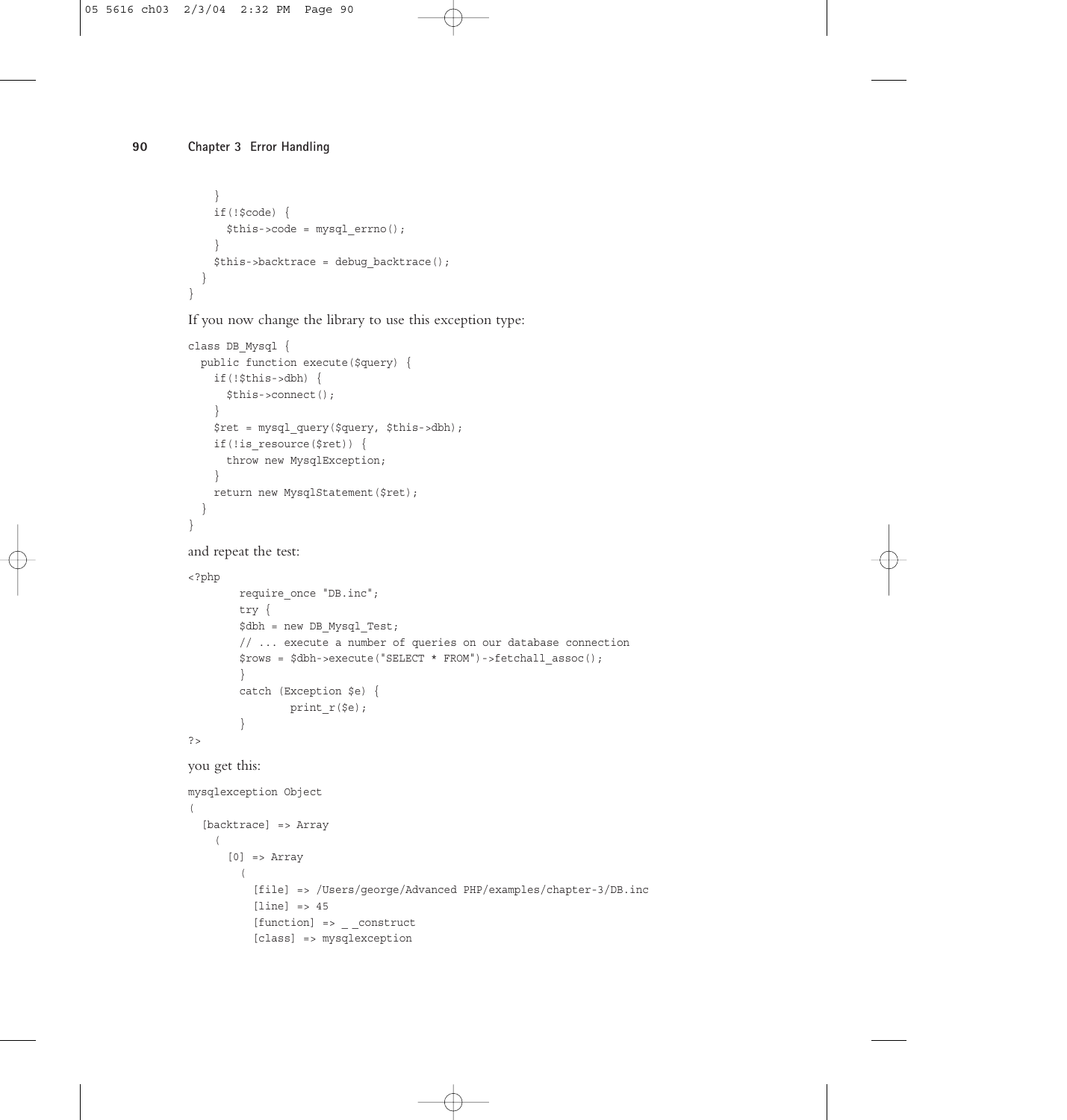```
    }
    if(!$code) {
      $this->code = mysql_errno();
    }
    $this->backtrace = debug_backtrace();
  }
}
```

If you now change the library to use this exception type:

```
class DB_Mysql {
  public function execute($query) {
    if(!$this->dbh) {
      $this->connect();
    }
    $ret = mysql_query($query, $this->dbh);
    if(!is_resource($ret)) {
      throw new MysqlException;
    }
    return new MysqlStatement($ret);
  }
}
```

and repeat the test:

```
<?php
        require_once "DB.inc";
        try {
        $dbh = new DB_Mysql_Test;
        // ... execute a number of queries on our database connection
        $rows = $dbh->execute("SELECT * FROM")->fetchall_assoc();
        }
        catch (Exception $e) {
                print_r($e);
        }
?>
```

you get this:

```
mysqlexception Object
(
  [backtrace] => Array
    (
      [0] => Array
        (
          [file] => /Users/george/Advanced PHP/examples/chapter-3/DB.inc
          [line] => 45
          [function] => _ _construct
          [class] => mysqlexception
```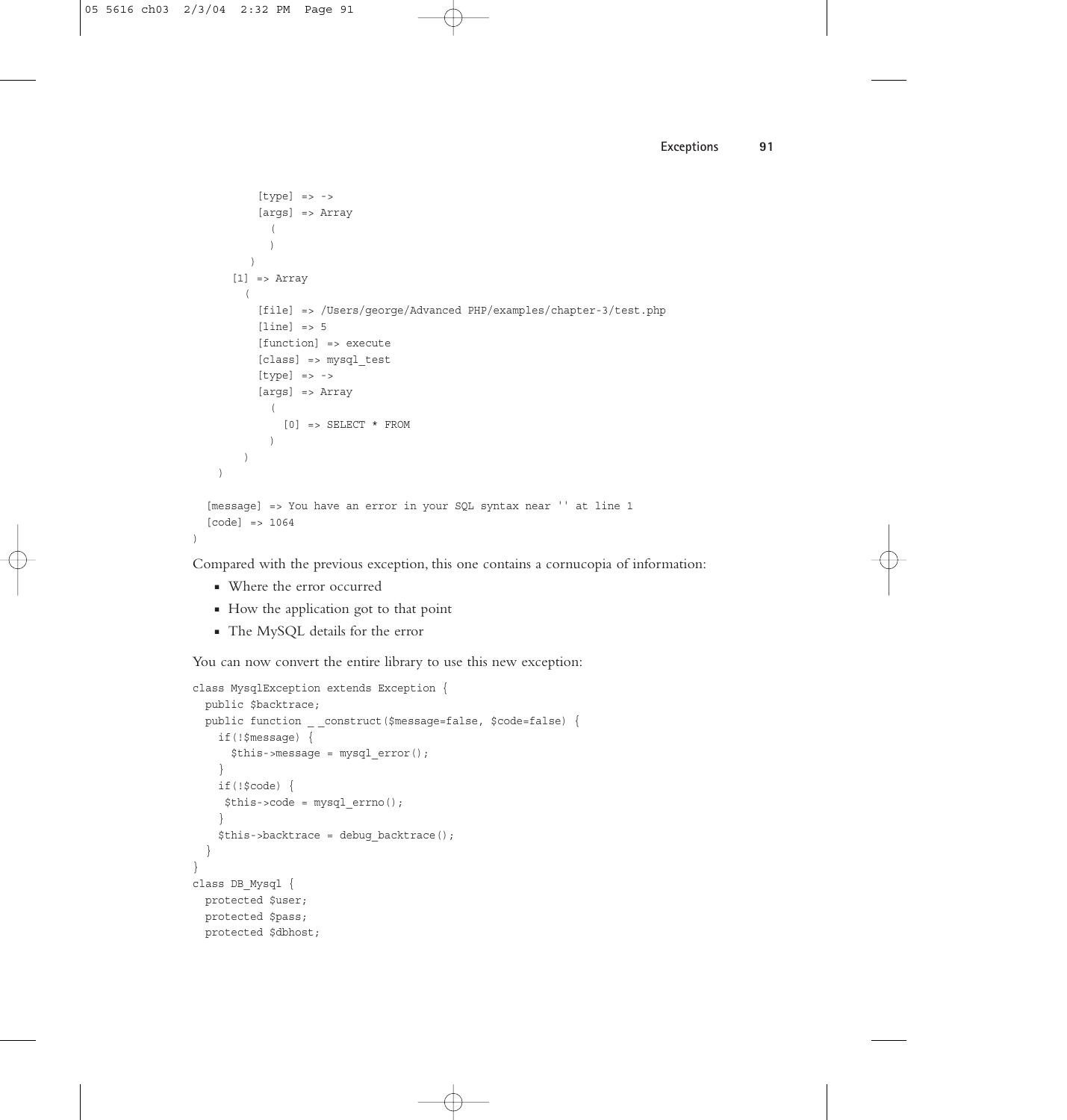```
            [type] => ->
            [args] => Array
              (
              )
          )
        [1] => Array
          (
            [file] => /Users/george/Advanced PHP/examples/chapter-3/test.php
            [line] => 5
            [function] => execute
            [class] => mysql_test
            [type] => ->
            [args] => Array
              (
                [0] => SELECT * FROM
              )
          )
    )

  [message] => You have an error in your SQL syntax near '' at line 1
  [code] => 1064
)
```

Compared with the previous exception, this one contains a cornucopia of information:

- Where the error occurred
- How the application got to that point
- The MySQL details for the error

You can now convert the entire library to use this new exception:

```
class MysqlException extends Exception {
  public $backtrace;
  public function __construct($message=false, $code=false) {
    if(!$message) {
      $this->message = mysql_error();
    }
    if(!$code) {
     $this->code = mysql_errno();
    }
    $this->backtrace = debug_backtrace();
  }
}
class DB_Mysql {
  protected $user;
  protected $pass;
  protected $dbhost;
```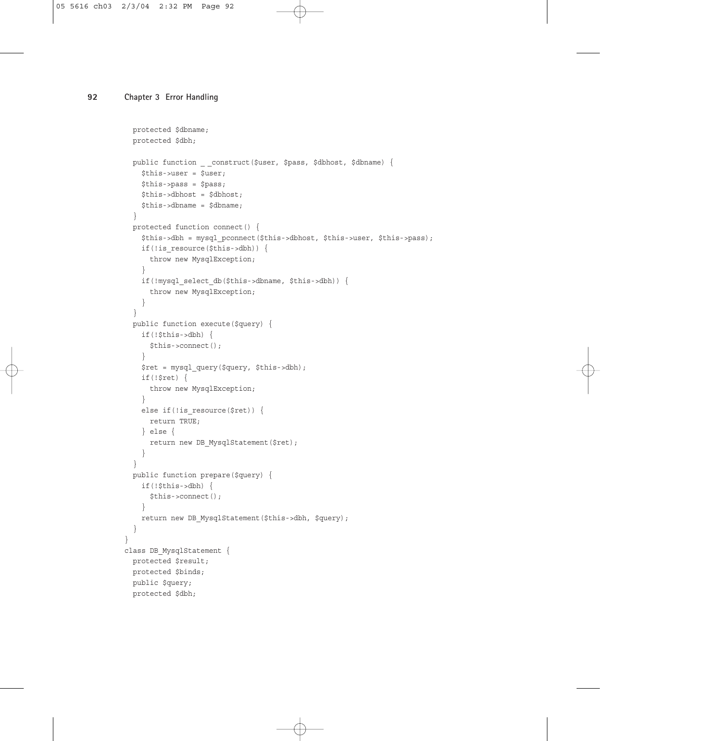```
  protected $dbname;
  protected $dbh;

  public function __construct($user, $pass, $dbhost, $dbname) {
    $this->user = $user;
    $this->pass = $pass;
    $this->dbhost = $dbhost;
    $this->dbname = $dbname;
  }
  protected function connect() {
    $this->dbh = mysql_pconnect($this->dbhost, $this->user, $this->pass);
    if(!is_resource($this->dbh)) {
      throw new MysqlException;
    }
    if(!mysql_select_db($this->dbname, $this->dbh)) {
      throw new MysqlException;
    }
  }
  public function execute($query) {
    if(!$this->dbh) {
      $this->connect();
    }
    $ret = mysql_query($query, $this->dbh);
    if(!$ret) {
      throw new MysqlException;
    }
    else if(!is_resource($ret)) {
      return TRUE;
    } else {
      return new DB_MysqlStatement($ret);
    }
  }
  public function prepare($query) {
    if(!$this->dbh) {
      $this->connect();
    }
    return new DB_MysqlStatement($this->dbh, $query);
  }
}
class DB_MysqlStatement {
  protected $result;
  protected $binds;
  public $query;
  protected $dbh;
```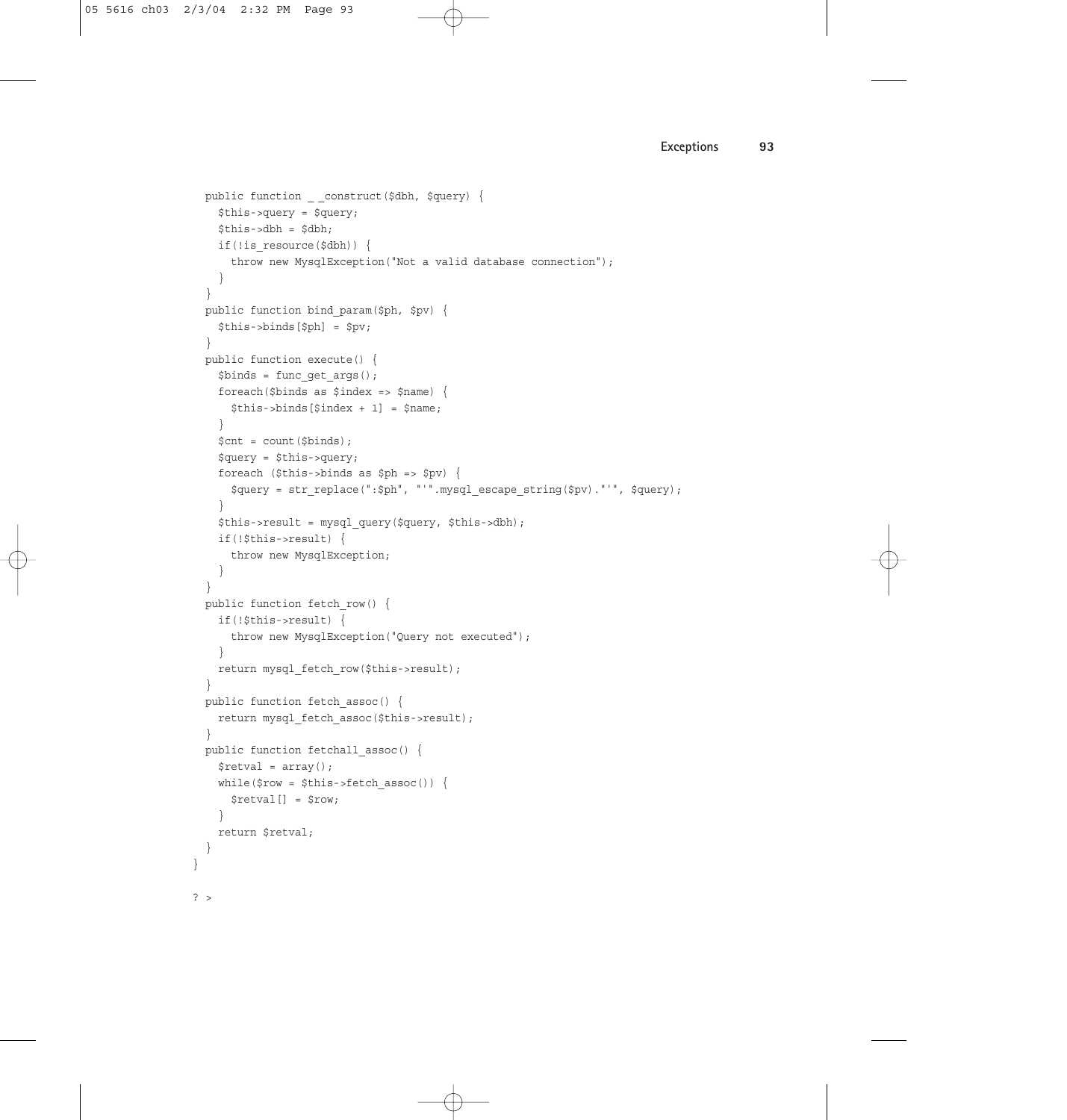```
  public function __construct($dbh, $query) {
    $this->query = $query;
    $this->dbh = $dbh;
    if(!is_resource($dbh)) {
      throw new MysqlException("Not a valid database connection");
    }
  }
  public function bind_param($ph, $pv) {
    $this->binds[$ph] = $pv;
  }
  public function execute() {
    $binds = func_get_args();
    foreach($binds as $index => $name) {
      $this->binds[$index + 1] = $name;
    }
    $cnt = count($binds);
    $query = $this->query;
    foreach ($this->binds as $ph => $pv) {
      $query = str_replace(":$ph", "'".mysql_escape_string($pv)."'", $query);
    }
    $this->result = mysql_query($query, $this->dbh);
    if(!$this->result) {
      throw new MysqlException;
    }
  }
  public function fetch_row() {
    if(!$this->result) {
      throw new MysqlException("Query not executed");
    }
    return mysql_fetch_row($this->result);
  }
  public function fetch_assoc() {
    return mysql_fetch_assoc($this->result);
  }
  public function fetchall_assoc() {
    $retval = array();
    while($row = $this->fetch_assoc()) {
      $retval[] = $row;
    }
    return $retval;
  }
}

?>
```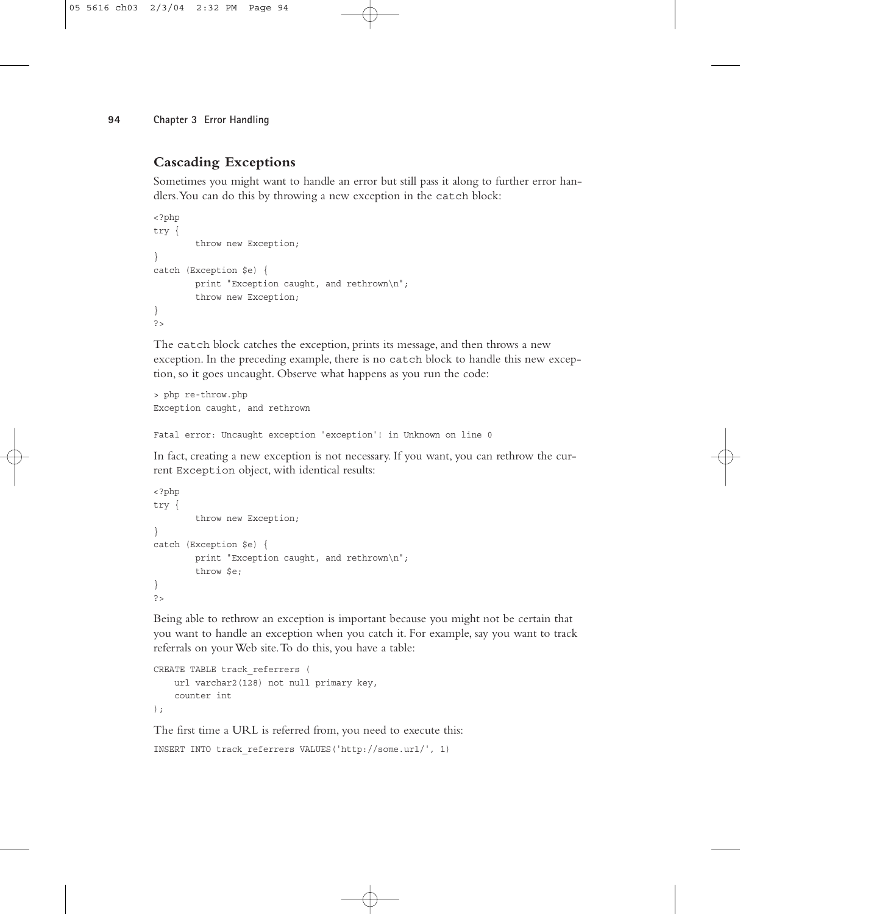## Cascading Exceptions

Sometimes you might want to handle an error but still pass it along to further error handlers. You can do this by throwing a new exception in the `catch` block:

```
<?php
try {
        throw new Exception;
}
catch (Exception $e) {
        print "Exception caught, and rethrown\n";
        throw new Exception;
}
?>
```

The `catch` block catches the exception, prints its message, and then throws a new exception. In the preceding example, there is no `catch` block to handle this new exception, so it goes uncaught. Observe what happens as you run the code:

```
> php re-throw.php
Exception caught, and rethrown

Fatal error: Uncaught exception 'exception'! in Unknown on line 0
```

In fact, creating a new exception is not necessary. If you want, you can rethrow the current `Exception` object, with identical results:

```
<?php
try {
        throw new Exception;
}
catch (Exception $e) {
        print "Exception caught, and rethrown\n";
        throw $e;
}
?>
```

Being able to rethrow an exception is important because you might not be certain that you want to handle an exception when you catch it. For example, say you want to track referrals on your Web site. To do this, you have a table:

```
CREATE TABLE track_referrers (
    url varchar2(128) not null primary key,
    counter int
);
```

The first time a URL is referred from, you need to execute this:

```
INSERT INTO track_referrers VALUES('http://some.url/', 1)
```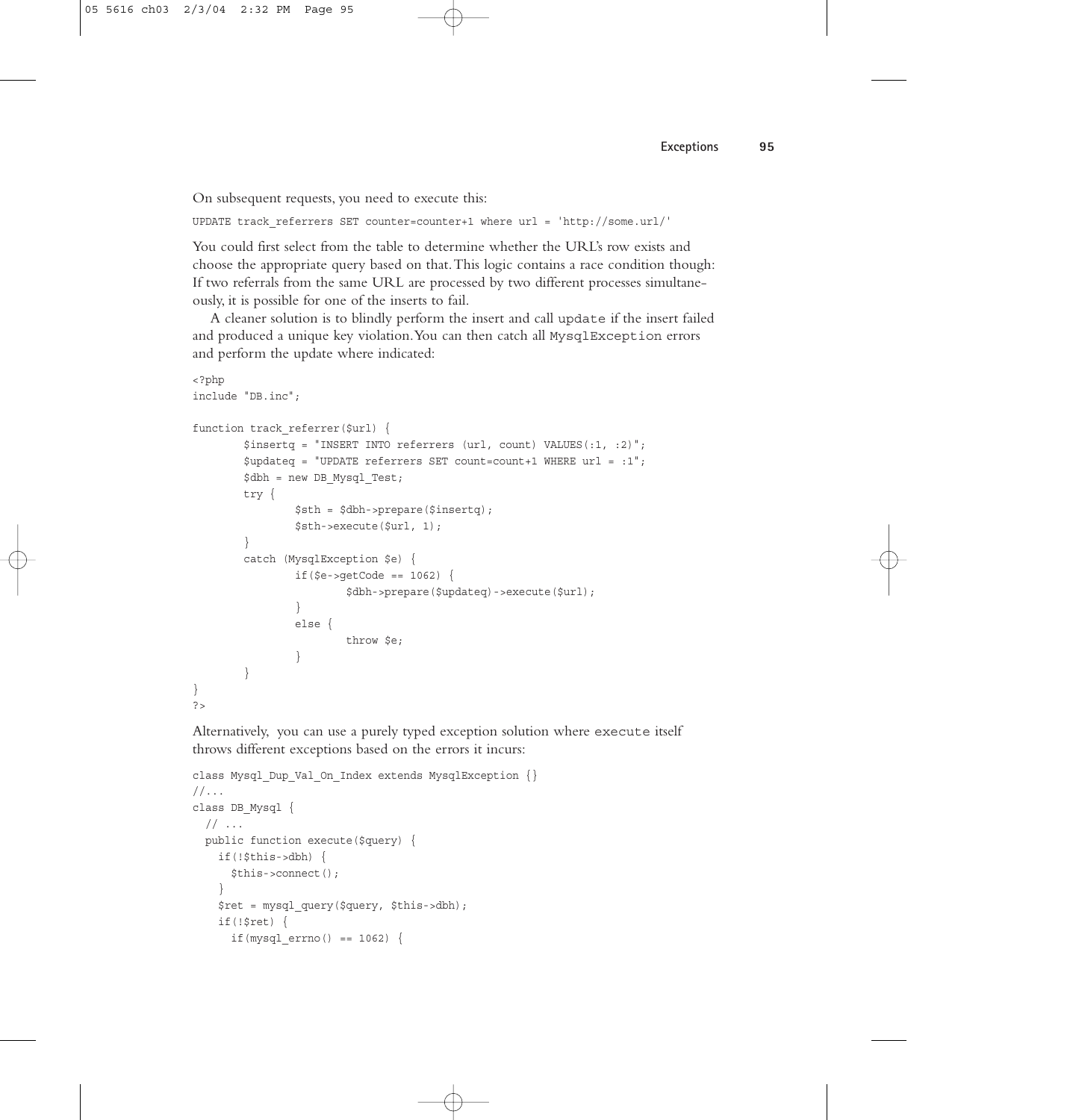On subsequent requests, you need to execute this:

```
UPDATE track_referrers SET counter=counter+1 where url = 'http://some.url/'
```

You could first select from the table to determine whether the URL's row exists and choose the appropriate query based on that. This logic contains a race condition though: If two referrals from the same URL are processed by two different processes simultaneously, it is possible for one of the inserts to fail.

A cleaner solution is to blindly perform the insert and call `update` if the insert failed and produced a unique key violation. You can then catch all `MysqlException` errors and perform the update where indicated:

```php
<?php
include "DB.inc";

function track_referrer($url) {
        $insertq = "INSERT INTO referrers (url, count) VALUES(:1, :2)";
        $updateq = "UPDATE referrers SET count=count+1 WHERE url = :1";
        $dbh = new DB_Mysql_Test;
        try {
                $sth = $dbh->prepare($insertq);
                $sth->execute($url, 1);
        }
        catch (MysqlException $e) {
                if($e->getCode == 1062) {
                        $dbh->prepare($updateq)->execute($url);
                }
                else {
                        throw $e;
                }
        }
}
?>
```

Alternatively, you can use a purely typed exception solution where `execute` itself throws different exceptions based on the errors it incurs:

```php
class Mysql_Dup_Val_On_Index extends MysqlException {}
//...
class DB_Mysql {
  // ...
  public function execute($query) {
    if(!$this->dbh) {
      $this->connect();
    }
    $ret = mysql_query($query, $this->dbh);
    if(!$ret) {
      if(mysql_errno() == 1062) {
```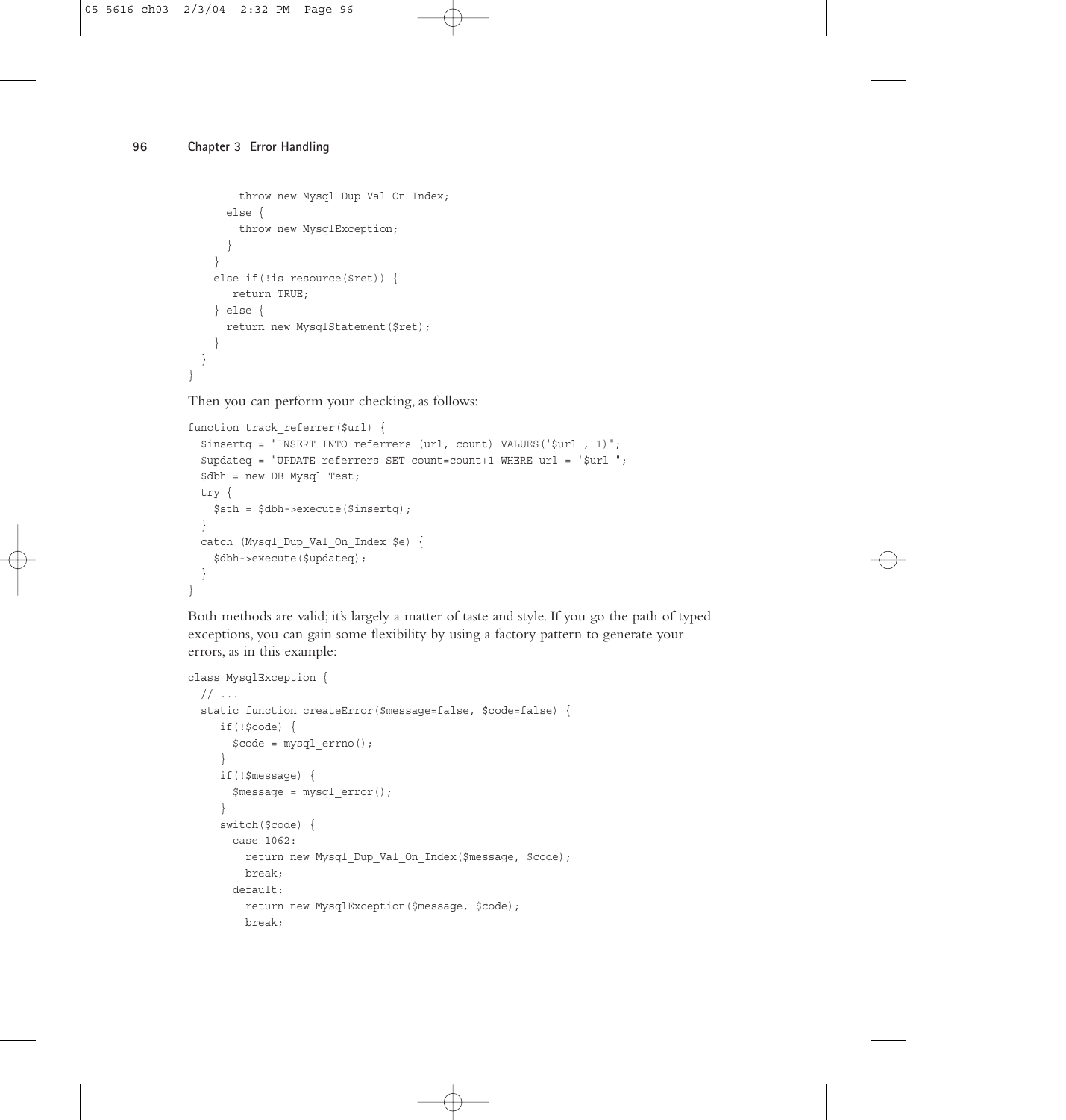```
        throw new Mysql_Dup_Val_On_Index;
      else {
        throw new MysqlException;
      }
    }
    else if(!is_resource($ret)) {
       return TRUE;
    } else {
      return new MysqlStatement($ret);
    }
  }
}
```

Then you can perform your checking, as follows:

```
function track_referrer($url) {
  $insertq = "INSERT INTO referrers (url, count) VALUES('$url', 1)";
  $updateq = "UPDATE referrers SET count=count+1 WHERE url = '$url'";
  $dbh = new DB_Mysql_Test;
  try {
    $sth = $dbh->execute($insertq);
  }
  catch (Mysql_Dup_Val_On_Index $e) {
    $dbh->execute($updateq);
  }
}
```

Both methods are valid; it's largely a matter of taste and style. If you go the path of typed exceptions, you can gain some flexibility by using a factory pattern to generate your errors, as in this example:

```
class MysqlException {
  // ...
  static function createError($message=false, $code=false) {
     if(!$code) {
       $code = mysql_errno();
     }
     if(!$message) {
       $message = mysql_error();
     }
     switch($code) {
       case 1062:
         return new Mysql_Dup_Val_On_Index($message, $code);
         break;
       default:
         return new MysqlException($message, $code);
         break;
```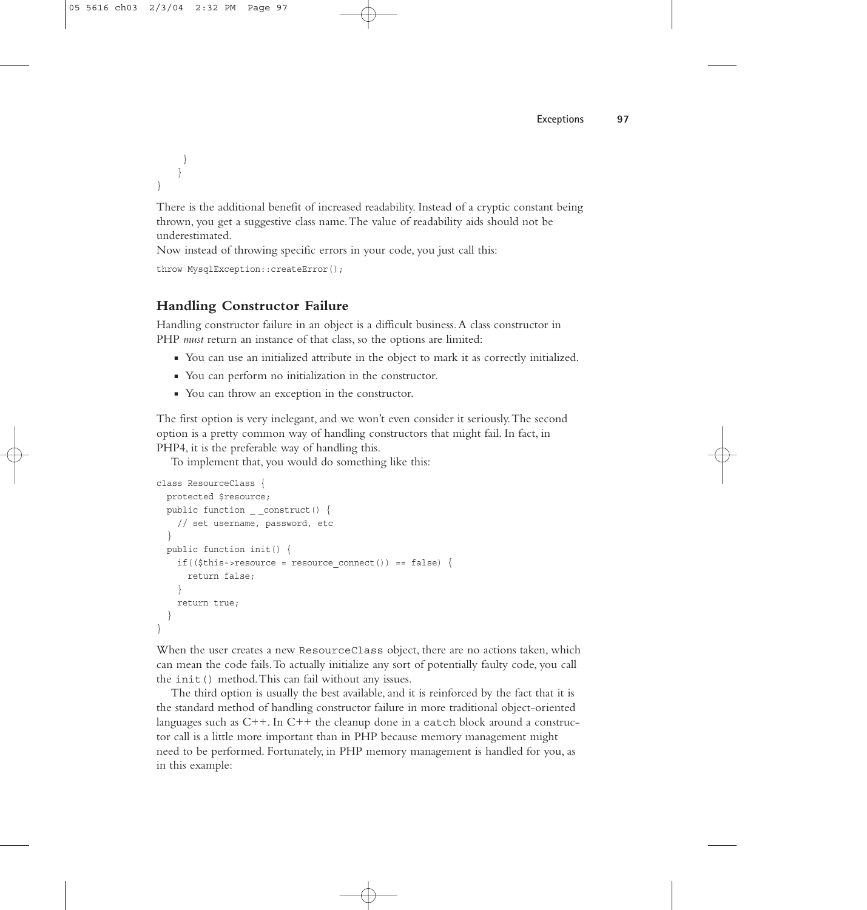```
        }
    }
}
```

There is the additional benefit of increased readability. Instead of a cryptic constant being thrown, you get a suggestive class name. The value of readability aids should not be underestimated.

Now instead of throwing specific errors in your code, you just call this:

```
throw MysqlException::createError();
```

### Handling Constructor Failure

Handling constructor failure in an object is a difficult business. A class constructor in PHP *must* return an instance of that class, so the options are limited:

- You can use an initialized attribute in the object to mark it as correctly initialized.
- You can perform no initialization in the constructor.
- You can throw an exception in the constructor.

The first option is very inelegant, and we won't even consider it seriously. The second option is a pretty common way of handling constructors that might fail. In fact, in PHP4, it is the preferable way of handling this.

To implement that, you would do something like this:

```
class ResourceClass {
  protected $resource;
  public function _ _construct() {
    // set username, password, etc
  }
  public function init() {
    if(($this->resource = resource_connect()) == false) {
      return false;
    }
    return true;
  }
}
```

When the user creates a new `ResourceClass` object, there are no actions taken, which can mean the code fails. To actually initialize any sort of potentially faulty code, you call the `init()` method. This can fail without any issues.

The third option is usually the best available, and it is reinforced by the fact that it is the standard method of handling constructor failure in more traditional object-oriented languages such as C++. In C++ the cleanup done in a `catch` block around a constructor call is a little more important than in PHP because memory management might need to be performed. Fortunately, in PHP memory management is handled for you, as in this example: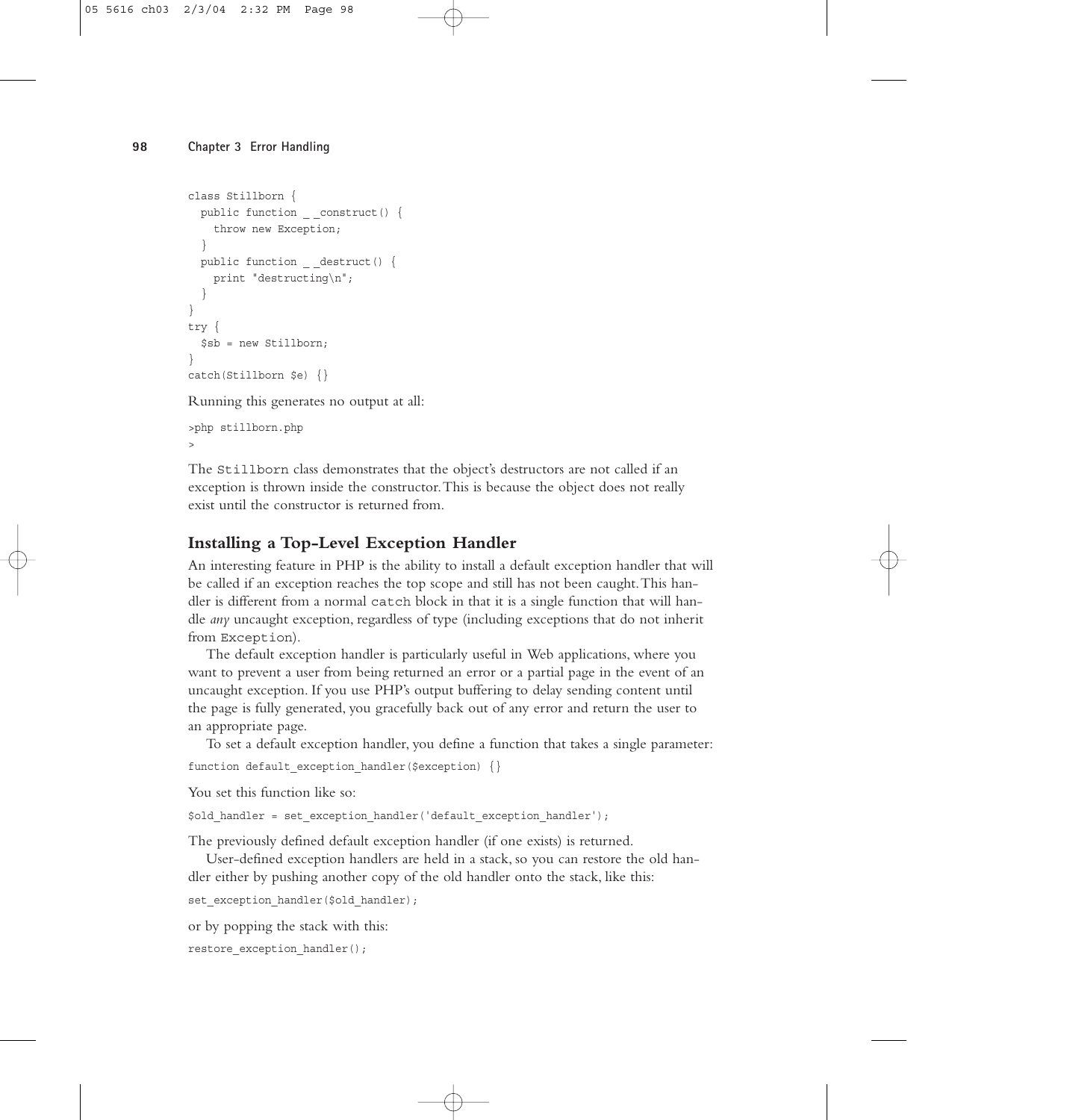```
class Stillborn {
  public function __construct() {
    throw new Exception;
  }
  public function __destruct() {
    print "destructing\n";
  }
}
try {
  $sb = new Stillborn;
}
catch(Stillborn $e) {}
```

Running this generates no output at all:

```
>php stillborn.php
>
```

The `Stillborn` class demonstrates that the object's destructors are not called if an exception is thrown inside the constructor. This is because the object does not really exist until the constructor is returned from.

## Installing a Top-Level Exception Handler

An interesting feature in PHP is the ability to install a default exception handler that will be called if an exception reaches the top scope and still has not been caught. This handler is different from a normal `catch` block in that it is a single function that will handle *any* uncaught exception, regardless of type (including exceptions that do not inherit from `Exception`).

The default exception handler is particularly useful in Web applications, where you want to prevent a user from being returned an error or a partial page in the event of an uncaught exception. If you use PHP's output buffering to delay sending content until the page is fully generated, you gracefully back out of any error and return the user to an appropriate page.

To set a default exception handler, you define a function that takes a single parameter:

```
function default_exception_handler($exception) {}
```

You set this function like so:

```
$old_handler = set_exception_handler('default_exception_handler');
```

The previously defined default exception handler (if one exists) is returned.

User-defined exception handlers are held in a stack, so you can restore the old handler either by pushing another copy of the old handler onto the stack, like this:

```
set_exception_handler($old_handler);
```

or by popping the stack with this:

```
restore_exception_handler();
```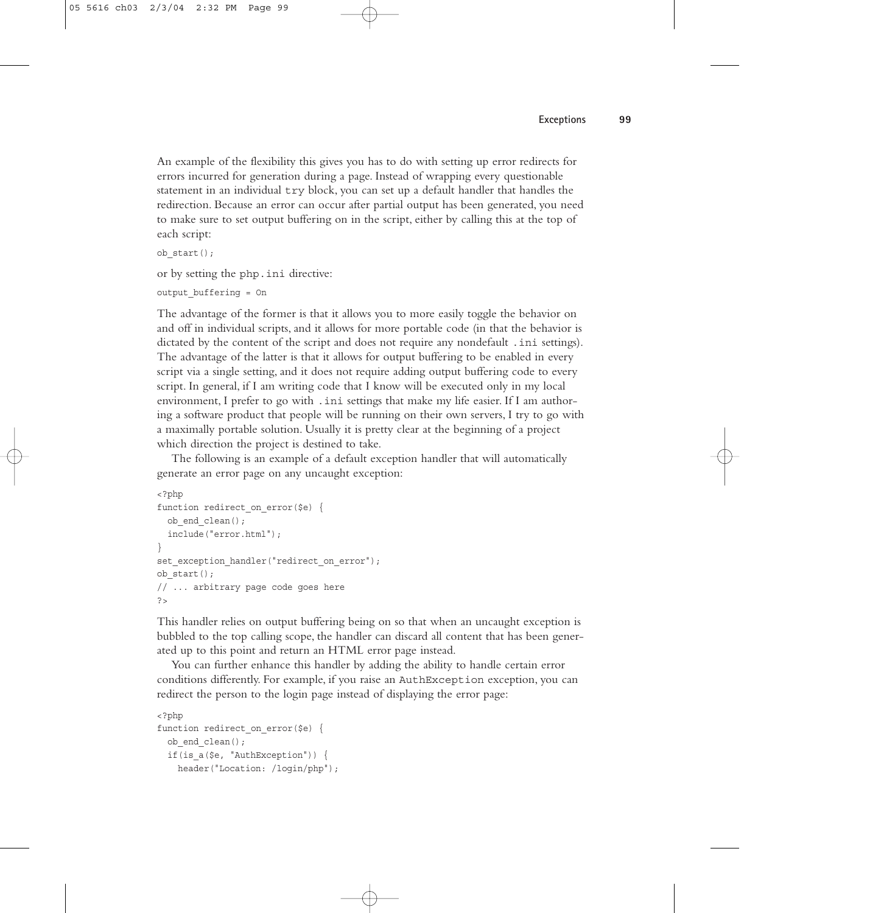An example of the flexibility this gives you has to do with setting up error redirects for errors incurred for generation during a page. Instead of wrapping every questionable statement in an individual `try` block, you can set up a default handler that handles the redirection. Because an error can occur after partial output has been generated, you need to make sure to set output buffering on in the script, either by calling this at the top of each script:

```
ob_start();
```

or by setting the `php.ini` directive:

```
output_buffering = On
```

The advantage of the former is that it allows you to more easily toggle the behavior on and off in individual scripts, and it allows for more portable code (in that the behavior is dictated by the content of the script and does not require any nondefault `.ini` settings). The advantage of the latter is that it allows for output buffering to be enabled in every script via a single setting, and it does not require adding output buffering code to every script. In general, if I am writing code that I know will be executed only in my local environment, I prefer to go with `.ini` settings that make my life easier. If I am authoring a software product that people will be running on their own servers, I try to go with a maximally portable solution. Usually it is pretty clear at the beginning of a project which direction the project is destined to take.

The following is an example of a default exception handler that will automatically generate an error page on any uncaught exception:

```php
<?php
function redirect_on_error($e) {
  ob_end_clean();
  include("error.html");
}
set_exception_handler("redirect_on_error");
ob_start();
// ... arbitrary page code goes here
?>
```

This handler relies on output buffering being on so that when an uncaught exception is bubbled to the top calling scope, the handler can discard all content that has been generated up to this point and return an HTML error page instead.

You can further enhance this handler by adding the ability to handle certain error conditions differently. For example, if you raise an `AuthException` exception, you can redirect the person to the login page instead of displaying the error page:

```php
<?php
function redirect_on_error($e) {
  ob_end_clean();
  if(is_a($e, "AuthException")) {
    header("Location: /login/php");
```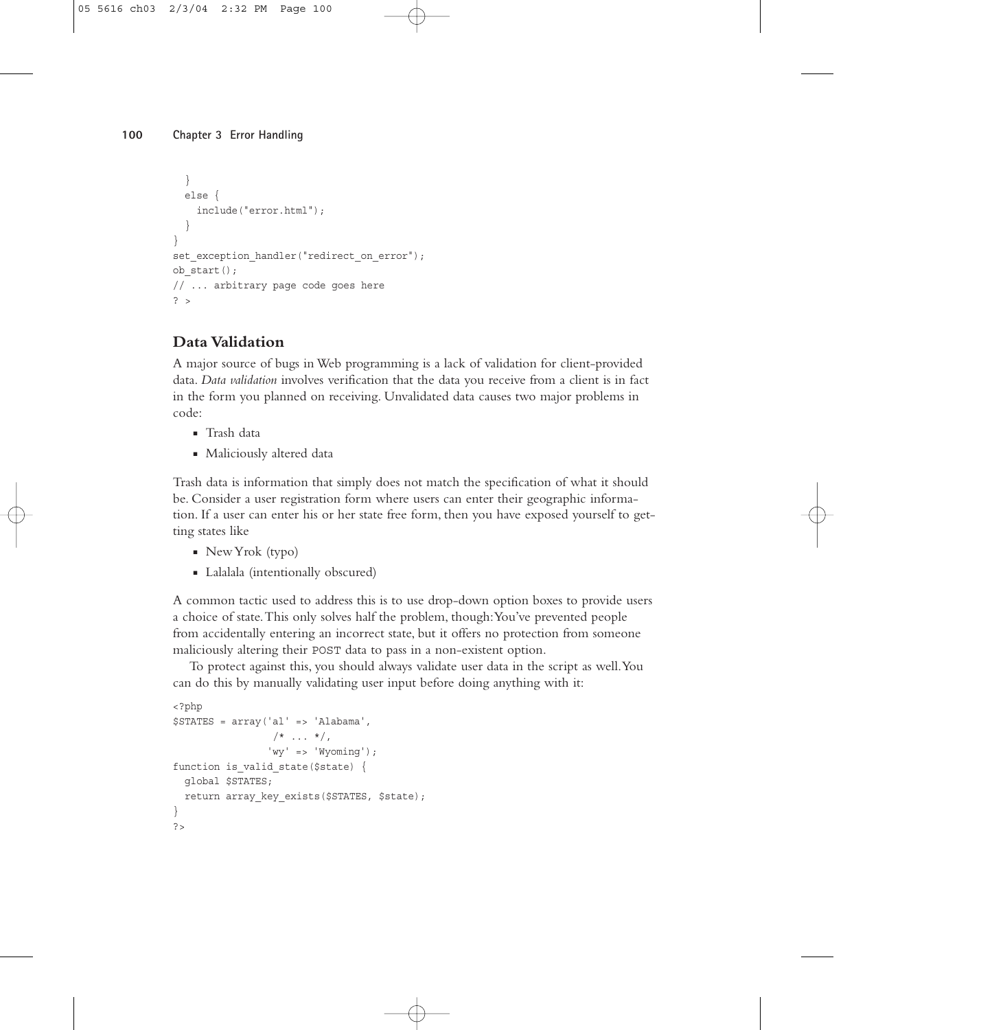```
  }
  else {
    include("error.html");
  }
}
set_exception_handler("redirect_on_error");
ob_start();
// ... arbitrary page code goes here
? >
```

## Data Validation

A major source of bugs in Web programming is a lack of validation for client-provided data. *Data validation* involves verification that the data you receive from a client is in fact in the form you planned on receiving. Unvalidated data causes two major problems in code:

- Trash data
- Maliciously altered data

Trash data is information that simply does not match the specification of what it should be. Consider a user registration form where users can enter their geographic information. If a user can enter his or her state free form, then you have exposed yourself to getting states like

- New Yrok (typo)
- Lalalala (intentionally obscured)

A common tactic used to address this is to use drop-down option boxes to provide users a choice of state. This only solves half the problem, though: You've prevented people from accidentally entering an incorrect state, but it offers no protection from someone maliciously altering their POST data to pass in a non-existent option.

To protect against this, you should always validate user data in the script as well. You can do this by manually validating user input before doing anything with it:

```
<?php
$STATES = array('al' => 'Alabama',
                 /* ... */,
                'wy' => 'Wyoming');
function is_valid_state($state) {
  global $STATES;
  return array_key_exists($STATES, $state);
}
?>
```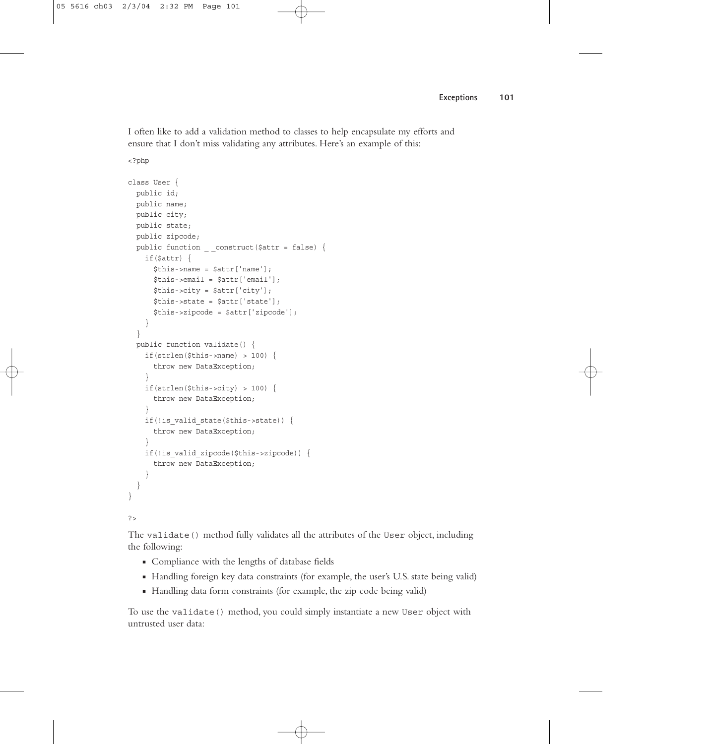I often like to add a validation method to classes to help encapsulate my efforts and ensure that I don't miss validating any attributes. Here's an example of this:

```
<?php

class User {
  public id;
  public name;
  public city;
  public state;
  public zipcode;
  public function __construct($attr = false) {
    if($attr) {
      $this->name = $attr['name'];
      $this->email = $attr['email'];
      $this->city = $attr['city'];
      $this->state = $attr['state'];
      $this->zipcode = $attr['zipcode'];
    }
  }
  public function validate() {
    if(strlen($this->name) > 100) {
      throw new DataException;
    }
    if(strlen($this->city) > 100) {
      throw new DataException;
    }
    if(!is_valid_state($this->state)) {
      throw new DataException;
    }
    if(!is_valid_zipcode($this->zipcode)) {
      throw new DataException;
    }
  }
}

?>
```

The `validate()` method fully validates all the attributes of the `User` object, including the following:

- Compliance with the lengths of database fields
- Handling foreign key data constraints (for example, the user's U.S. state being valid)
- Handling data form constraints (for example, the zip code being valid)

To use the `validate()` method, you could simply instantiate a new `User` object with untrusted user data: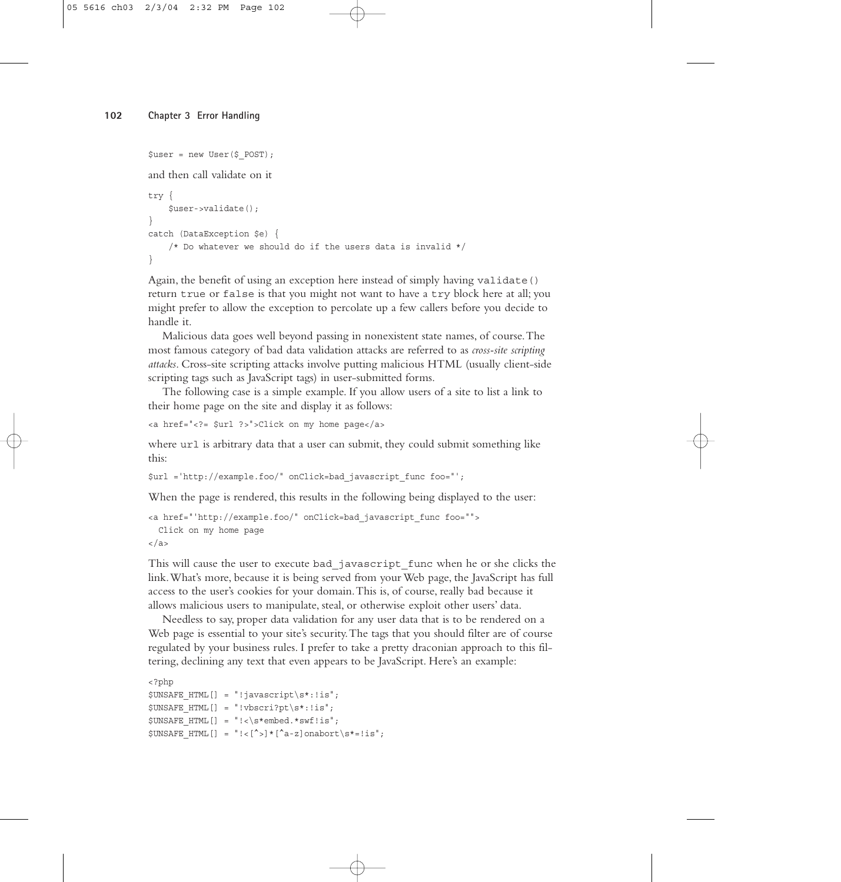```
$user = new User($_POST);
```

and then call validate on it

```
try {
    $user->validate();
}
catch (DataException $e) {
    /* Do whatever we should do if the users data is invalid */
}
```

Again, the benefit of using an exception here instead of simply having `validate()` return `true` or `false` is that you might not want to have a `try` block here at all; you might prefer to allow the exception to percolate up a few callers before you decide to handle it.

Malicious data goes well beyond passing in nonexistent state names, of course. The most famous category of bad data validation attacks are referred to as *cross-site scripting attacks*. Cross-site scripting attacks involve putting malicious HTML (usually client-side scripting tags such as JavaScript tags) in user-submitted forms.

The following case is a simple example. If you allow users of a site to list a link to their home page on the site and display it as follows:

```
<a href="<?= $url ?>">Click on my home page</a>
```

where `url` is arbitrary data that a user can submit, they could submit something like this:

```
$url ='http://example.foo/" onClick=bad_javascript_func foo="';
```

When the page is rendered, this results in the following being displayed to the user:

```
<a href="'http://example.foo/" onClick=bad_javascript_func foo="">
  Click on my home page
</a>
```

This will cause the user to execute `bad_javascript_func` when he or she clicks the link. What's more, because it is being served from your Web page, the JavaScript has full access to the user's cookies for your domain. This is, of course, really bad because it allows malicious users to manipulate, steal, or otherwise exploit other users' data.

Needless to say, proper data validation for any user data that is to be rendered on a Web page is essential to your site's security. The tags that you should filter are of course regulated by your business rules. I prefer to take a pretty draconian approach to this filtering, declining any text that even appears to be JavaScript. Here's an example:

```
<?php
$UNSAFE_HTML[] = "!javascript\s*:!is";
$UNSAFE_HTML[] = "!vbscri?pt\s*:!is";
$UNSAFE_HTML[] = "!<\s*embed.*swf!is";
$UNSAFE_HTML[] = "!<[^>]*[^a-z]onabort\s*=!is";
```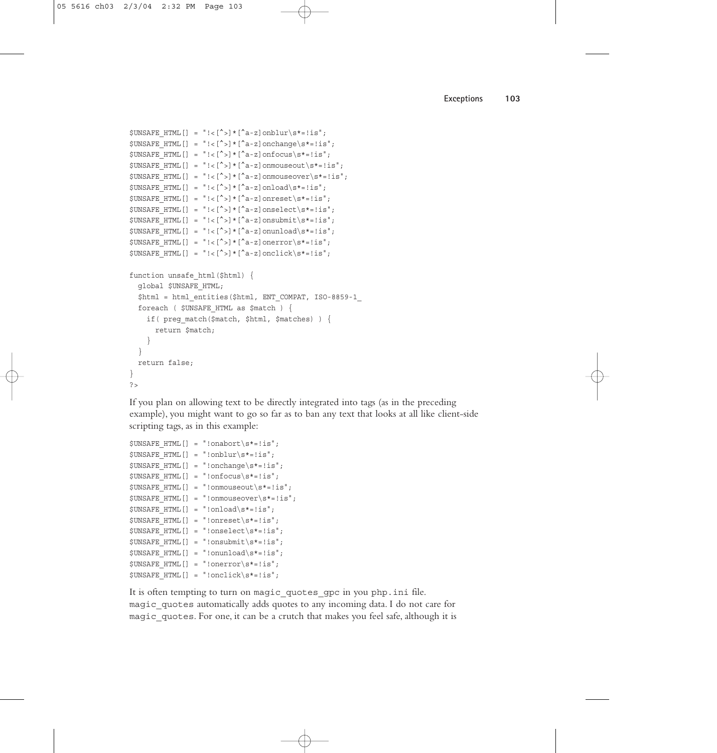```
$UNSAFE_HTML[] = "!<[^>]*[^a-z]onblur\s*=!is";
$UNSAFE_HTML[] = "!<[^>]*[^a-z]onchange\s*=!is";
$UNSAFE_HTML[] = "!<[^>]*[^a-z]onfocus\s*=!is";
$UNSAFE_HTML[] = "!<[^>]*[^a-z]onmouseout\s*=!is";
$UNSAFE_HTML[] = "!<[^>]*[^a-z]onmouseover\s*=!is";
$UNSAFE_HTML[] = "!<[^>]*[^a-z]onload\s*=!is";
$UNSAFE_HTML[] = "!<[^>]*[^a-z]onreset\s*=!is";
$UNSAFE_HTML[] = "!<[^>]*[^a-z]onselect\s*=!is";
$UNSAFE_HTML[] = "!<[^>]*[^a-z]onsubmit\s*=!is";
$UNSAFE_HTML[] = "!<[^>]*[^a-z]onunload\s*=!is";
$UNSAFE_HTML[] = "!<[^>]*[^a-z]onerror\s*=!is";
$UNSAFE_HTML[] = "!<[^>]*[^a-z]onclick\s*=!is";

function unsafe_html($html) {
  global $UNSAFE_HTML;
  $html = html_entities($html, ENT_COMPAT, ISO-8859-1_
  foreach ( $UNSAFE_HTML as $match ) {
    if( preg_match($match, $html, $matches) ) {
      return $match;
    }
  }
  return false;
}
?>
```

If you plan on allowing text to be directly integrated into tags (as in the preceding example), you might want to go so far as to ban any text that looks at all like client-side scripting tags, as in this example:

```
$UNSAFE_HTML[] = "!onabort\s*=!is";
$UNSAFE_HTML[] = "!onblur\s*=!is";
$UNSAFE_HTML[] = "!onchange\s*=!is";
$UNSAFE_HTML[] = "!onfocus\s*=!is";
$UNSAFE_HTML[] = "!onmouseout\s*=!is";
$UNSAFE_HTML[] = "!onmouseover\s*=!is";
$UNSAFE_HTML[] = "!onload\s*=!is";
$UNSAFE_HTML[] = "!onreset\s*=!is";
$UNSAFE_HTML[] = "!onselect\s*=!is";
$UNSAFE_HTML[] = "!onsubmit\s*=!is";
$UNSAFE_HTML[] = "!onunload\s*=!is";
$UNSAFE_HTML[] = "!onerror\s*=!is";
$UNSAFE_HTML[] = "!onclick\s*=!is";
```

It is often tempting to turn on `magic_quotes_gpc` in you `php.ini` file. `magic_quotes` automatically adds quotes to any incoming data. I do not care for `magic_quotes`. For one, it can be a crutch that makes you feel safe, although it is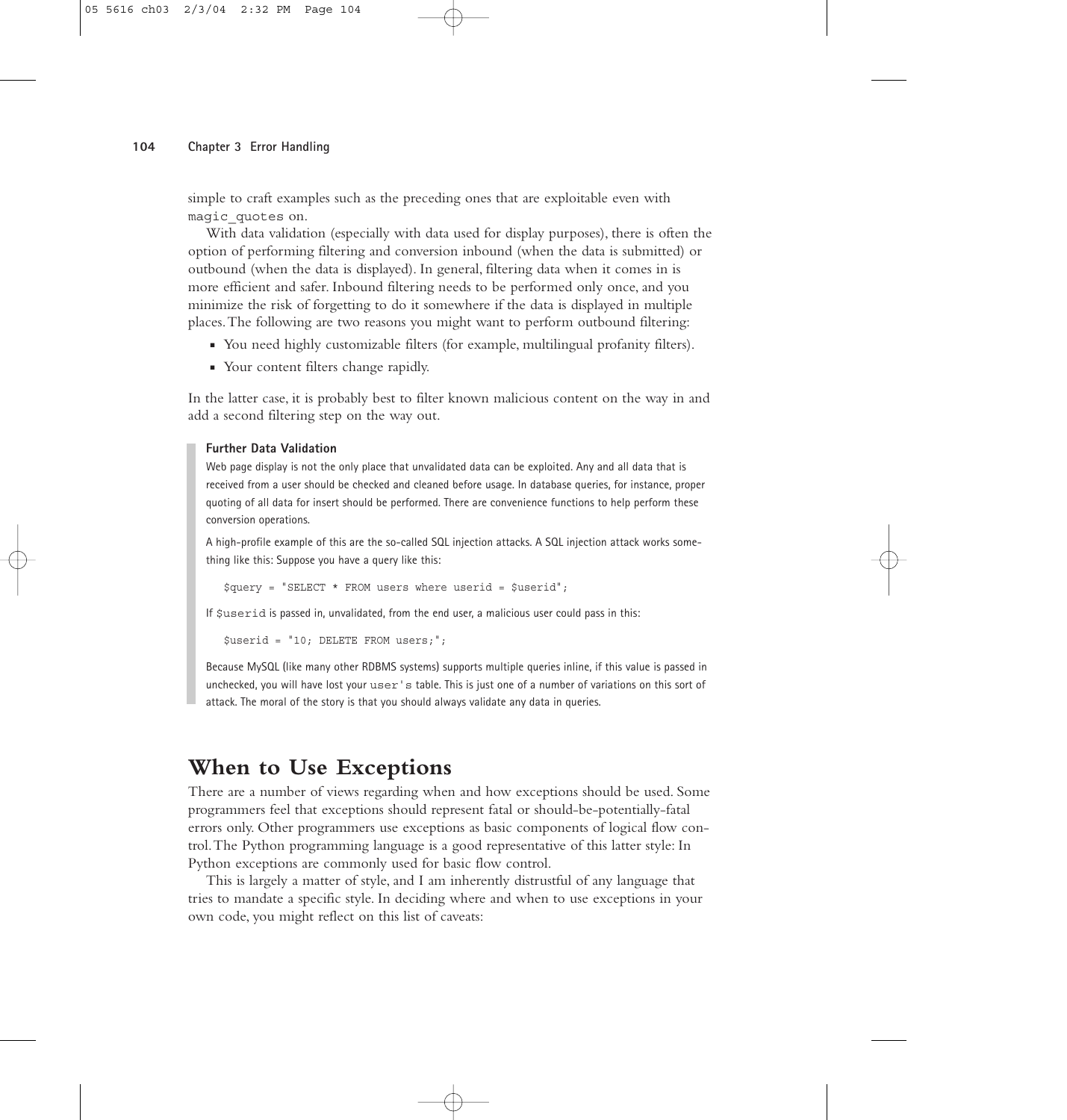simple to craft examples such as the preceding ones that are exploitable even with `magic_quotes` on.

With data validation (especially with data used for display purposes), there is often the option of performing filtering and conversion inbound (when the data is submitted) or outbound (when the data is displayed). In general, filtering data when it comes in is more efficient and safer. Inbound filtering needs to be performed only once, and you minimize the risk of forgetting to do it somewhere if the data is displayed in multiple places. The following are two reasons you might want to perform outbound filtering:

- You need highly customizable filters (for example, multilingual profanity filters).
- Your content filters change rapidly.

In the latter case, it is probably best to filter known malicious content on the way in and add a second filtering step on the way out.

> **Further Data Validation**
>
> Web page display is not the only place that unvalidated data can be exploited. Any and all data that is received from a user should be checked and cleaned before usage. In database queries, for instance, proper quoting of all data for insert should be performed. There are convenience functions to help perform these conversion operations.
>
> A high-profile example of this are the so-called SQL injection attacks. A SQL injection attack works something like this: Suppose you have a query like this:
>
> ```
> $query = "SELECT * FROM users where userid = $userid";
> ```
>
> If `$userid` is passed in, unvalidated, from the end user, a malicious user could pass in this:
>
> ```
> $userid = "10; DELETE FROM users;";
> ```
>
> Because MySQL (like many other RDBMS systems) supports multiple queries inline, if this value is passed in unchecked, you will have lost your `user's` table. This is just one of a number of variations on this sort of attack. The moral of the story is that you should always validate any data in queries.

## When to Use Exceptions

There are a number of views regarding when and how exceptions should be used. Some programmers feel that exceptions should represent fatal or should-be-potentially-fatal errors only. Other programmers use exceptions as basic components of logical flow control. The Python programming language is a good representative of this latter style: In Python exceptions are commonly used for basic flow control.

This is largely a matter of style, and I am inherently distrustful of any language that tries to mandate a specific style. In deciding where and when to use exceptions in your own code, you might reflect on this list of caveats: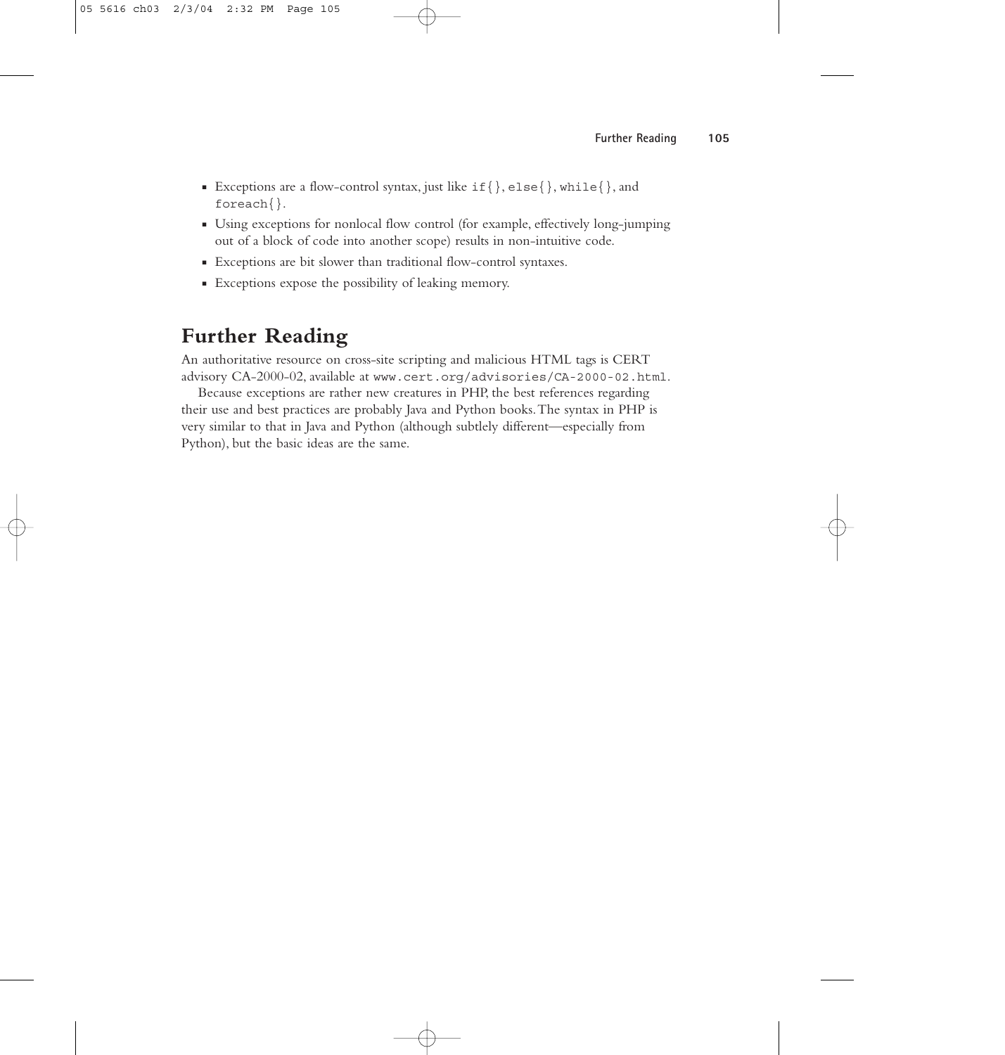- Exceptions are a flow-control syntax, just like `if{}`, `else{}`, `while{}`, and `foreach{}`.
- Using exceptions for nonlocal flow control (for example, effectively long-jumping out of a block of code into another scope) results in non-intuitive code.
- Exceptions are bit slower than traditional flow-control syntaxes.
- Exceptions expose the possibility of leaking memory.

## Further Reading

An authoritative resource on cross-site scripting and malicious HTML tags is CERT advisory CA-2000-02, available at `www.cert.org/advisories/CA-2000-02.html`.

Because exceptions are rather new creatures in PHP, the best references regarding their use and best practices are probably Java and Python books. The syntax in PHP is very similar to that in Java and Python (although subtlely different—especially from Python), but the basic ideas are the same.